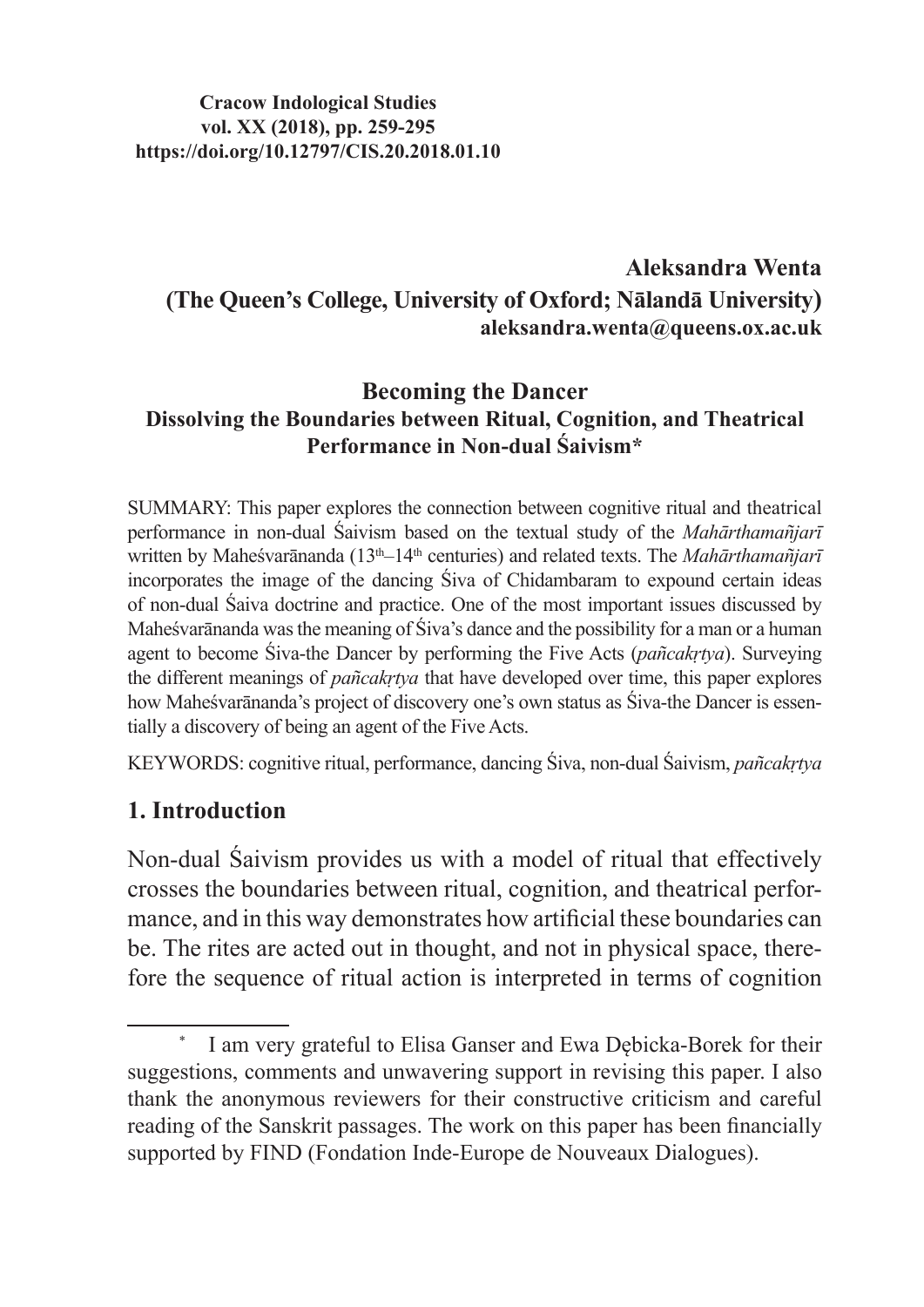**Cracow Indological Studies**
**vol. XX (2018), pp. 259-295**
**https://doi.org/10.12797/CIS.20.2018.01.10**

**Aleksandra Wenta**
**(The Queen's College, University of Oxford; Nālandā University)**
**aleksandra.wenta@queens.ox.ac.uk**

# Becoming the Dancer
## Dissolving the Boundaries between Ritual, Cognition, and Theatrical Performance in Non-dual Śaivism*

SUMMARY: This paper explores the connection between cognitive ritual and theatrical performance in non-dual Śaivism based on the textual study of the *Mahārthamañjarī* written by Maheśvarānanda (13th–14th centuries) and related texts. The *Mahārthamañjarī* incorporates the image of the dancing Śiva of Chidambaram to expound certain ideas of non-dual Śaiva doctrine and practice. One of the most important issues discussed by Maheśvarānanda was the meaning of Śiva's dance and the possibility for a man or a human agent to become Śiva-the Dancer by performing the Five Acts (*pañcakṛtya*). Surveying the different meanings of *pañcakṛtya* that have developed over time, this paper explores how Maheśvarānanda's project of discovery one's own status as Śiva-the Dancer is essentially a discovery of being an agent of the Five Acts.

KEYWORDS: cognitive ritual, performance, dancing Śiva, non-dual Śaivism, *pañcakṛtya*

## 1. Introduction

Non-dual Śaivism provides us with a model of ritual that effectively crosses the boundaries between ritual, cognition, and theatrical performance, and in this way demonstrates how artificial these boundaries can be. The rites are acted out in thought, and not in physical space, therefore the sequence of ritual action is interpreted in terms of cognition

---

\* I am very grateful to Elisa Ganser and Ewa Dębicka-Borek for their suggestions, comments and unwavering support in revising this paper. I also thank the anonymous reviewers for their constructive criticism and careful reading of the Sanskrit passages. The work on this paper has been financially supported by FIND (Fondation Inde-Europe de Nouveaux Dialogues).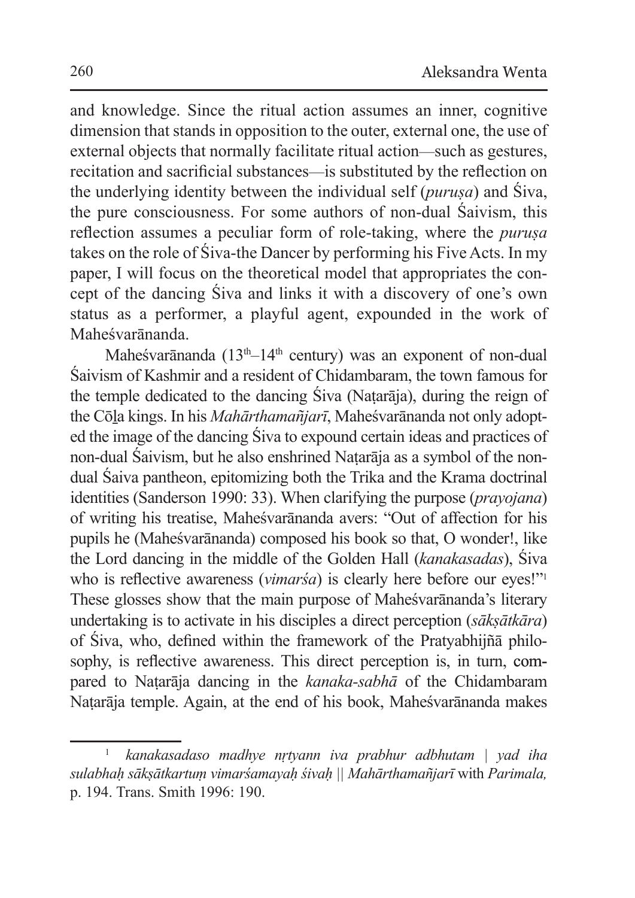and knowledge. Since the ritual action assumes an inner, cognitive dimension that stands in opposition to the outer, external one, the use of external objects that normally facilitate ritual action—such as gestures, recitation and sacrificial substances—is substituted by the reflection on the underlying identity between the individual self (*puruṣa*) and Śiva, the pure consciousness. For some authors of non-dual Śaivism, this reflection assumes a peculiar form of role-taking, where the *puruṣa* takes on the role of Śiva-the Dancer by performing his Five Acts. In my paper, I will focus on the theoretical model that appropriates the concept of the dancing Śiva and links it with a discovery of one's own status as a performer, a playful agent, expounded in the work of Maheśvarānanda.

Maheśvarānanda (13th–14th century) was an exponent of non-dual Śaivism of Kashmir and a resident of Chidambaram, the town famous for the temple dedicated to the dancing Śiva (Naṭarāja), during the reign of the Cōḻa kings. In his *Mahārthamañjarī*, Maheśvarānanda not only adopted the image of the dancing Śiva to expound certain ideas and practices of non-dual Śaivism, but he also enshrined Naṭarāja as a symbol of the non-dual Śaiva pantheon, epitomizing both the Trika and the Krama doctrinal identities (Sanderson 1990: 33). When clarifying the purpose (*prayojana*) of writing his treatise, Maheśvarānanda avers: "Out of affection for his pupils he (Maheśvarānanda) composed his book so that, O wonder!, like the Lord dancing in the middle of the Golden Hall (*kanakasadas*), Śiva who is reflective awareness (*vimarśa*) is clearly here before our eyes!"[1] These glosses show that the main purpose of Maheśvarānanda's literary undertaking is to activate in his disciples a direct perception (*sākṣātkāra*) of Śiva, who, defined within the framework of the Pratyabhijñā philosophy, is reflective awareness. This direct perception is, in turn, compared to Naṭarāja dancing in the *kanaka-sabhā* of the Chidambaram Naṭarāja temple. Again, at the end of his book, Maheśvarānanda makes

[1] *kanakasadaso madhye nṛtyann iva prabhur adbhutam | yad iha sulabhaḥ sākṣātkartuṃ vimarśamayaḥ śivaḥ || Mahārthamañjarī* with *Parimala,* p. 194. Trans. Smith 1996: 190.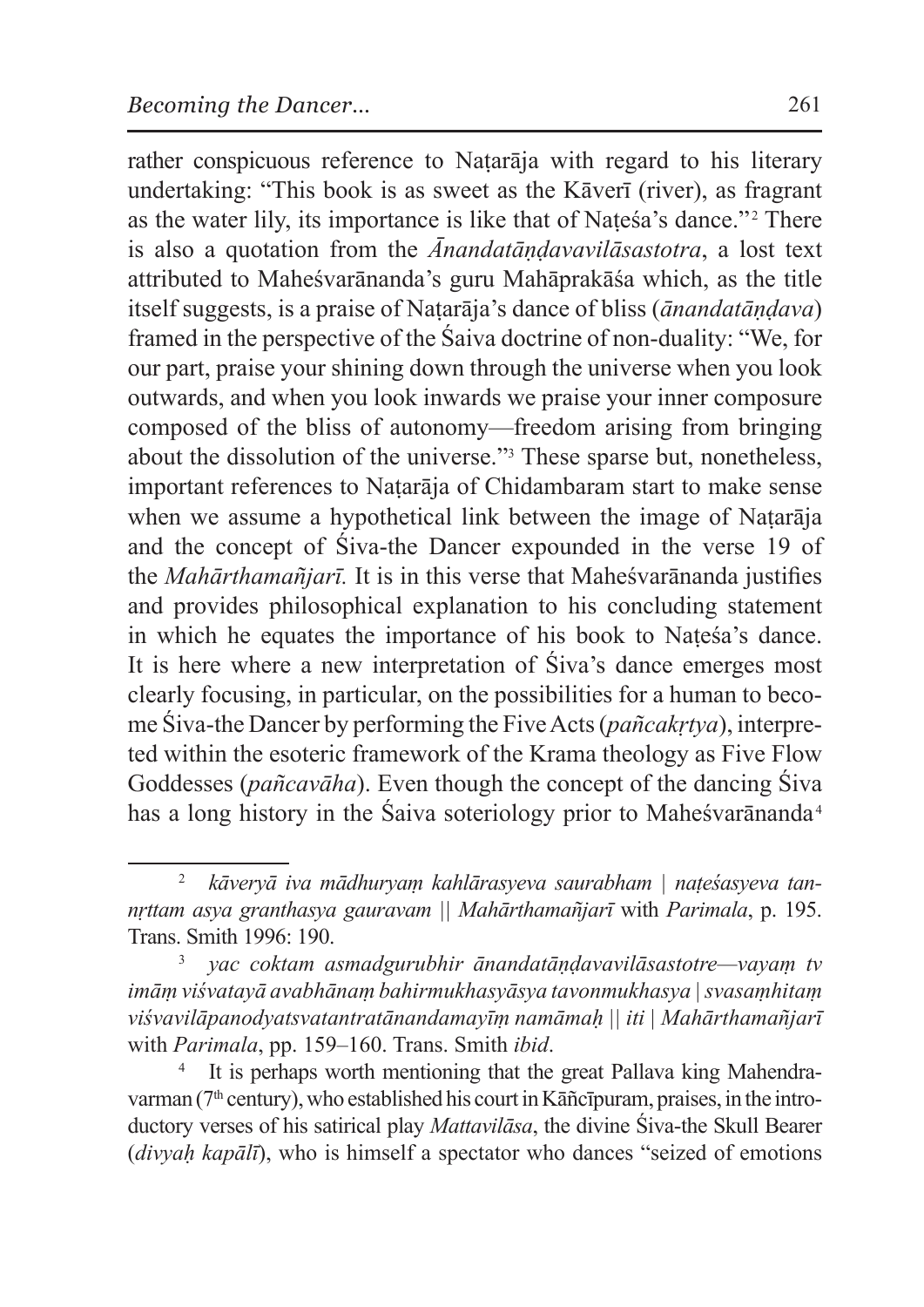rather conspicuous reference to Naṭarāja with regard to his literary undertaking: "This book is as sweet as the Kāverī (river), as fragrant as the water lily, its importance is like that of Naṭeśa's dance."[2] There is also a quotation from the *Ānandatāṇḍavavilāsastotra*, a lost text attributed to Maheśvarānanda's guru Mahāprakāśa which, as the title itself suggests, is a praise of Naṭarāja's dance of bliss (*ānandatāṇḍava*) framed in the perspective of the Śaiva doctrine of non-duality: "We, for our part, praise your shining down through the universe when you look outwards, and when you look inwards we praise your inner composure composed of the bliss of autonomy—freedom arising from bringing about the dissolution of the universe."[3] These sparse but, nonetheless, important references to Naṭarāja of Chidambaram start to make sense when we assume a hypothetical link between the image of Naṭarāja and the concept of Śiva-the Dancer expounded in the verse 19 of the *Mahārthamañjarī.* It is in this verse that Maheśvarānanda justifies and provides philosophical explanation to his concluding statement in which he equates the importance of his book to Naṭeśa's dance. It is here where a new interpretation of Śiva's dance emerges most clearly focusing, in particular, on the possibilities for a human to become Śiva-the Dancer by performing the Five Acts (*pañcakṛtya*), interpreted within the esoteric framework of the Krama theology as Five Flow Goddesses (*pañcavāha*). Even though the concept of the dancing Śiva has a long history in the Śaiva soteriology prior to Maheśvarānanda[4]

---

[2] *kāveryā iva mādhuryaṃ kahlārasyeva saurabham | naṭeśasyeva tannṛttam asya granthasya gauravam || Mahārthamañjarī* with *Parimala*, p. 195. Trans. Smith 1996: 190.

[3] *yac coktam asmadgurubhir ānandatāṇḍavavilāsastotre—vayaṃ tv imāṃ viśvatayā avabhānaṃ bahirmukhasyāsya tavonmukhasya | svasaṃhitaṃ viśvavilāpanodyatsvatantratānandamayīṃ namāmaḥ || iti | Mahārthamañjarī* with *Parimala*, pp. 159–160. Trans. Smith *ibid*.

[4] It is perhaps worth mentioning that the great Pallava king Mahendravarman (7th century), who established his court in Kāñcīpuram, praises, in the introductory verses of his satirical play *Mattavilāsa*, the divine Śiva-the Skull Bearer (*divyaḥ kapālī*), who is himself a spectator who dances "seized of emotions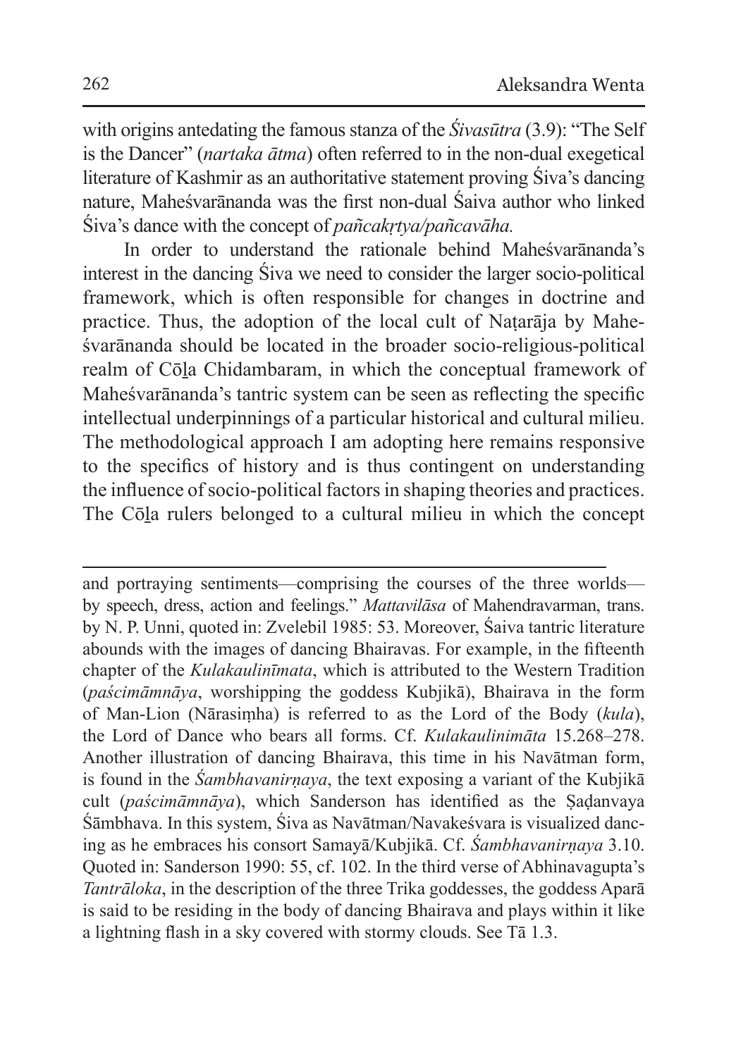with origins antedating the famous stanza of the *Śivasūtra* (3.9): "The Self is the Dancer" (*nartaka ātma*) often referred to in the non-dual exegetical literature of Kashmir as an authoritative statement proving Śiva's dancing nature, Maheśvarānanda was the first non-dual Śaiva author who linked Śiva's dance with the concept of *pañcakṛtya/pañcavāha.*

In order to understand the rationale behind Maheśvarānanda's interest in the dancing Śiva we need to consider the larger socio-political framework, which is often responsible for changes in doctrine and practice. Thus, the adoption of the local cult of Naṭarāja by Maheśvarānanda should be located in the broader socio-religious-political realm of Cōḻa Chidambaram, in which the conceptual framework of Maheśvarānanda's tantric system can be seen as reflecting the specific intellectual underpinnings of a particular historical and cultural milieu. The methodological approach I am adopting here remains responsive to the specifics of history and is thus contingent on understanding the influence of socio-political factors in shaping theories and practices. The Cōḻa rulers belonged to a cultural milieu in which the concept

---

and portraying sentiments—comprising the courses of the three worlds—by speech, dress, action and feelings." *Mattavilāsa* of Mahendravarman, trans. by N. P. Unni, quoted in: Zvelebil 1985: 53. Moreover, Śaiva tantric literature abounds with the images of dancing Bhairavas. For example, in the fifteenth chapter of the *Kulakaulinīmata*, which is attributed to the Western Tradition (*paścimāmnāya*, worshipping the goddess Kubjikā), Bhairava in the form of Man-Lion (Nārasiṃha) is referred to as the Lord of the Body (*kula*), the Lord of Dance who bears all forms. Cf. *Kulakaulinimāta* 15.268–278. Another illustration of dancing Bhairava, this time in his Navātman form, is found in the *Śambhavanirṇaya*, the text exposing a variant of the Kubjikā cult (*paścimāmnāya*), which Sanderson has identified as the Ṣaḍanvaya Śāmbhava. In this system, Śiva as Navātman/Navakeśvara is visualized dancing as he embraces his consort Samayā/Kubjikā. Cf. *Śambhavanirṇaya* 3.10. Quoted in: Sanderson 1990: 55, cf. 102. In the third verse of Abhinavagupta's *Tantrāloka*, in the description of the three Trika goddesses, the goddess Aparā is said to be residing in the body of dancing Bhairava and plays within it like a lightning flash in a sky covered with stormy clouds. See Tā 1.3.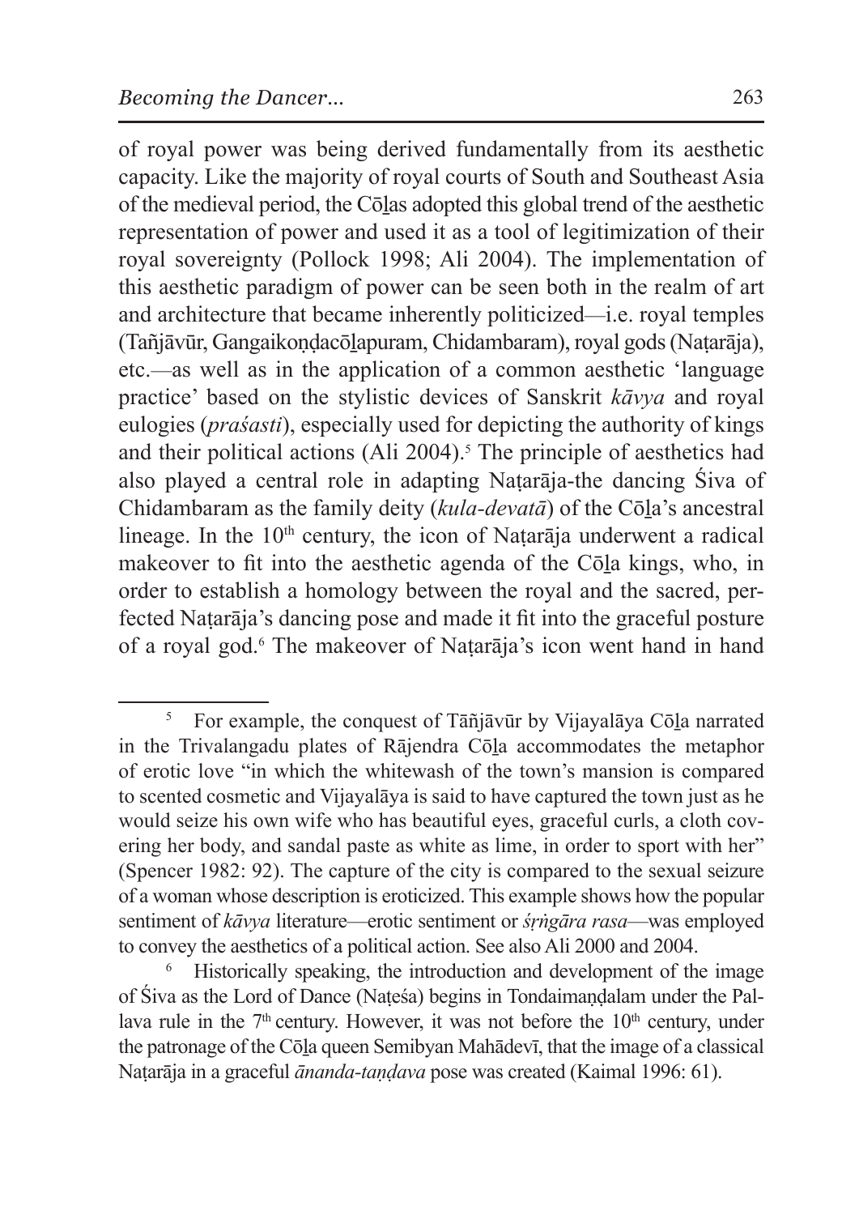of royal power was being derived fundamentally from its aesthetic capacity. Like the majority of royal courts of South and Southeast Asia of the medieval period, the Cōḻas adopted this global trend of the aesthetic representation of power and used it as a tool of legitimization of their royal sovereignty (Pollock 1998; Ali 2004). The implementation of this aesthetic paradigm of power can be seen both in the realm of art and architecture that became inherently politicized—i.e. royal temples (Tañjāvūr, Gangaikoṇḍacōḻapuram, Chidambaram), royal gods (Naṭarāja), etc.—as well as in the application of a common aesthetic 'language practice' based on the stylistic devices of Sanskrit *kāvya* and royal eulogies (*praśasti*), especially used for depicting the authority of kings and their political actions (Ali 2004).[5] The principle of aesthetics had also played a central role in adapting Naṭarāja-the dancing Śiva of Chidambaram as the family deity (*kula-devatā*) of the Cōḻa's ancestral lineage. In the 10th century, the icon of Naṭarāja underwent a radical makeover to fit into the aesthetic agenda of the Cōḻa kings, who, in order to establish a homology between the royal and the sacred, perfected Naṭarāja's dancing pose and made it fit into the graceful posture of a royal god.[6] The makeover of Naṭarāja's icon went hand in hand

---

[5] For example, the conquest of Tāñjāvūr by Vijayalāya Cōḻa narrated in the Trivalangadu plates of Rājendra Cōḻa accommodates the metaphor of erotic love "in which the whitewash of the town's mansion is compared to scented cosmetic and Vijayalāya is said to have captured the town just as he would seize his own wife who has beautiful eyes, graceful curls, a cloth covering her body, and sandal paste as white as lime, in order to sport with her" (Spencer 1982: 92). The capture of the city is compared to the sexual seizure of a woman whose description is eroticized. This example shows how the popular sentiment of *kāvya* literature—erotic sentiment or *śṛṅgāra rasa*—was employed to convey the aesthetics of a political action. See also Ali 2000 and 2004.

[6] Historically speaking, the introduction and development of the image of Śiva as the Lord of Dance (Naṭeśa) begins in Tondaimaṇḍalam under the Pallava rule in the 7th century. However, it was not before the 10th century, under the patronage of the Cōḻa queen Semibyan Mahādevī, that the image of a classical Naṭarāja in a graceful *ānanda-taṇḍava* pose was created (Kaimal 1996: 61).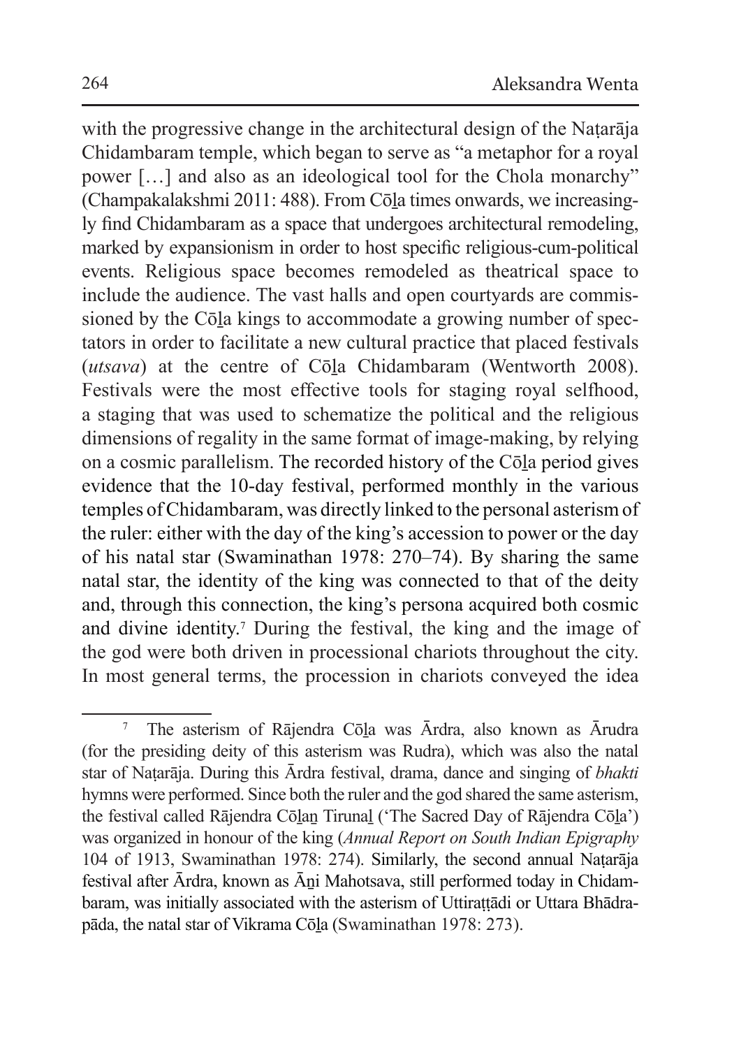with the progressive change in the architectural design of the Naṭarāja Chidambaram temple, which began to serve as "a metaphor for a royal power […] and also as an ideological tool for the Chola monarchy" (Champakalakshmi 2011: 488). From Cōḻa times onwards, we increasingly find Chidambaram as a space that undergoes architectural remodeling, marked by expansionism in order to host specific religious-cum-political events. Religious space becomes remodeled as theatrical space to include the audience. The vast halls and open courtyards are commissioned by the Cōḻa kings to accommodate a growing number of spectators in order to facilitate a new cultural practice that placed festivals (*utsava*) at the centre of Cōḻa Chidambaram (Wentworth 2008). Festivals were the most effective tools for staging royal selfhood, a staging that was used to schematize the political and the religious dimensions of regality in the same format of image-making, by relying on a cosmic parallelism. The recorded history of the Cōḻa period gives evidence that the 10-day festival, performed monthly in the various temples of Chidambaram, was directly linked to the personal asterism of the ruler: either with the day of the king's accession to power or the day of his natal star (Swaminathan 1978: 270–74). By sharing the same natal star, the identity of the king was connected to that of the deity and, through this connection, the king's persona acquired both cosmic and divine identity.[7] During the festival, the king and the image of the god were both driven in processional chariots throughout the city. In most general terms, the procession in chariots conveyed the idea

[7] The asterism of Rājendra Cōḻa was Ārdra, also known as Ārudra (for the presiding deity of this asterism was Rudra), which was also the natal star of Naṭarāja. During this Ārdra festival, drama, dance and singing of *bhakti* hymns were performed. Since both the ruler and the god shared the same asterism, the festival called Rājendra Cōḻaṉ Tirunaḻ ('The Sacred Day of Rājendra Cōḻa') was organized in honour of the king (*Annual Report on South Indian Epigraphy* 104 of 1913, Swaminathan 1978: 274). Similarly, the second annual Naṭarāja festival after Ārdra, known as Āṉi Mahotsava, still performed today in Chidambaram, was initially associated with the asterism of Uttiraṭṭādi or Uttara Bhādrapāda, the natal star of Vikrama Cōḻa (Swaminathan 1978: 273).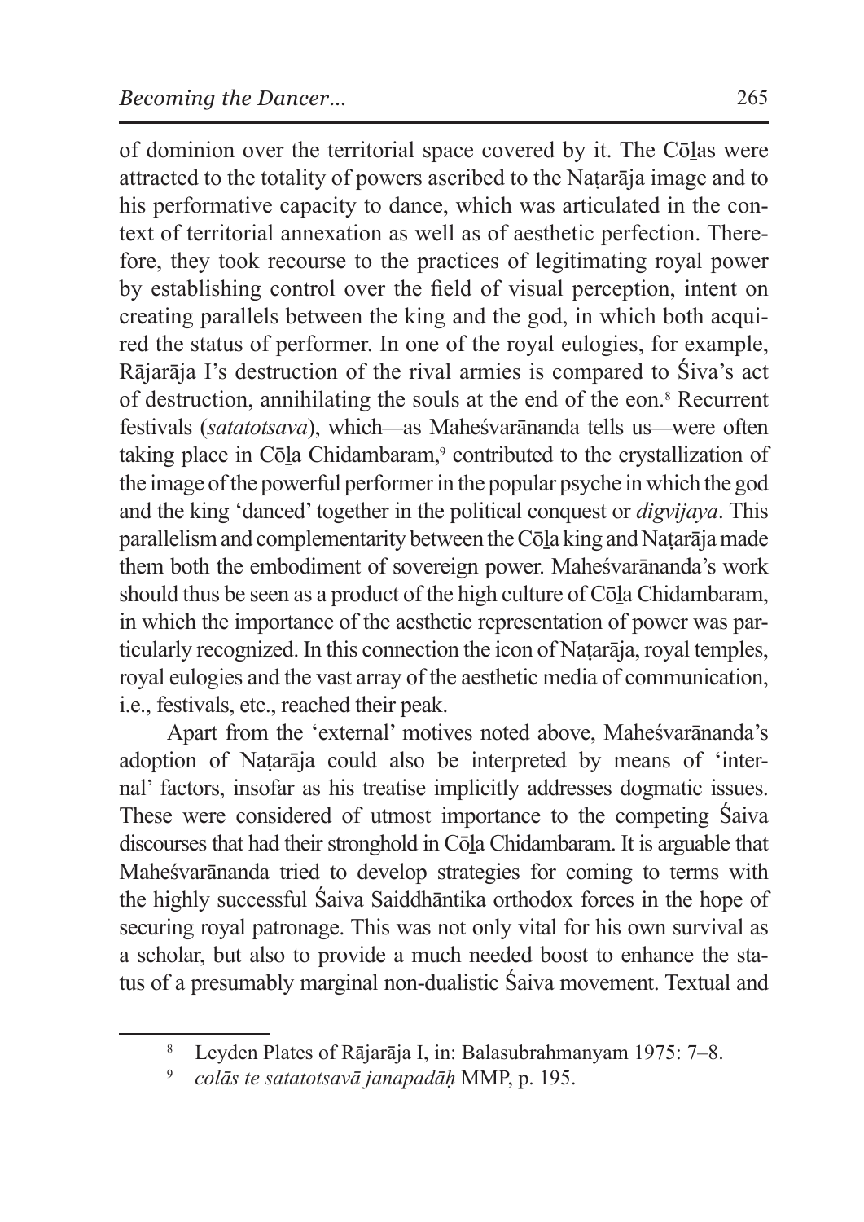of dominion over the territorial space covered by it. The Cōḻas were attracted to the totality of powers ascribed to the Naṭarāja image and to his performative capacity to dance, which was articulated in the context of territorial annexation as well as of aesthetic perfection. Therefore, they took recourse to the practices of legitimating royal power by establishing control over the field of visual perception, intent on creating parallels between the king and the god, in which both acquired the status of performer. In one of the royal eulogies, for example, Rājarāja I's destruction of the rival armies is compared to Śiva's act of destruction, annihilating the souls at the end of the eon.[8] Recurrent festivals (*satatotsava*), which—as Maheśvarānanda tells us—were often taking place in Cōḻa Chidambaram,[9] contributed to the crystallization of the image of the powerful performer in the popular psyche in which the god and the king 'danced' together in the political conquest or *digvijaya*. This parallelism and complementarity between the Cōḻa king and Naṭarāja made them both the embodiment of sovereign power. Maheśvarānanda's work should thus be seen as a product of the high culture of Cōḻa Chidambaram, in which the importance of the aesthetic representation of power was particularly recognized. In this connection the icon of Naṭarāja, royal temples, royal eulogies and the vast array of the aesthetic media of communication, i.e., festivals, etc., reached their peak.

Apart from the 'external' motives noted above, Maheśvarānanda's adoption of Naṭarāja could also be interpreted by means of 'internal' factors, insofar as his treatise implicitly addresses dogmatic issues. These were considered of utmost importance to the competing Śaiva discourses that had their stronghold in Cōḻa Chidambaram. It is arguable that Maheśvarānanda tried to develop strategies for coming to terms with the highly successful Śaiva Saiddhāntika orthodox forces in the hope of securing royal patronage. This was not only vital for his own survival as a scholar, but also to provide a much needed boost to enhance the status of a presumably marginal non-dualistic Śaiva movement. Textual and

---

[8] Leyden Plates of Rājarāja I, in: Balasubrahmanyam 1975: 7–8.

[9] *colās te satatotsavā janapadāḥ* MMP, p. 195.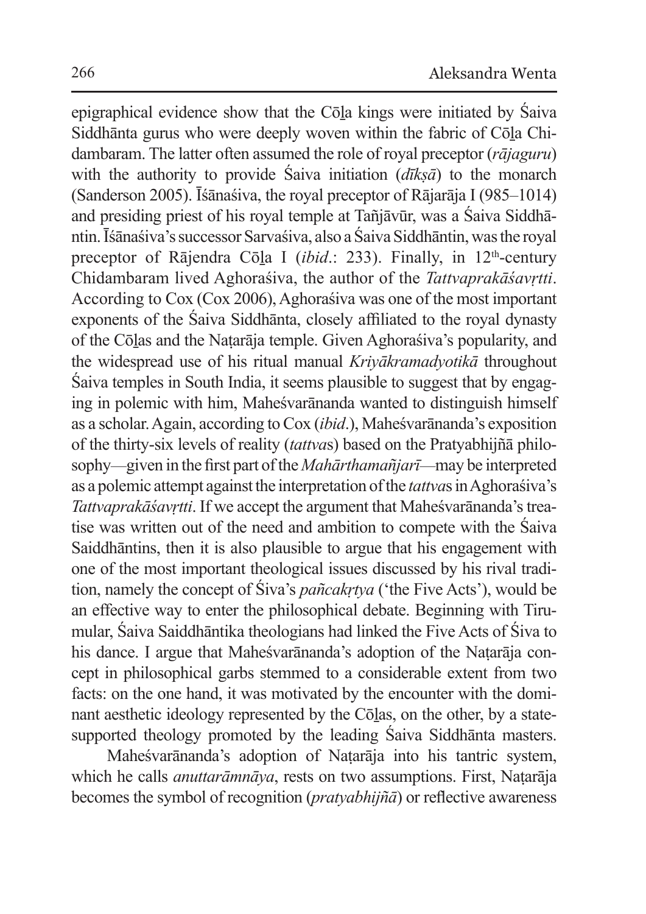epigraphical evidence show that the Cōḻa kings were initiated by Śaiva Siddhānta gurus who were deeply woven within the fabric of Cōḻa Chidambaram. The latter often assumed the role of royal preceptor (*rājaguru*) with the authority to provide Śaiva initiation (*dīkṣā*) to the monarch (Sanderson 2005). Īśānaśiva, the royal preceptor of Rājarāja I (985–1014) and presiding priest of his royal temple at Tañjāvūr, was a Śaiva Siddhāntin. Īśānaśiva's successor Sarvaśiva, also a Śaiva Siddhāntin, was the royal preceptor of Rājendra Cōḻa I (*ibid*.: 233). Finally, in 12th-century Chidambaram lived Aghoraśiva, the author of the *Tattvaprakāśavṛtti*. According to Cox (Cox 2006), Aghoraśiva was one of the most important exponents of the Śaiva Siddhānta, closely affiliated to the royal dynasty of the Cōḻas and the Naṭarāja temple. Given Aghoraśiva's popularity, and the widespread use of his ritual manual *Kriyākramadyotikā* throughout Śaiva temples in South India, it seems plausible to suggest that by engaging in polemic with him, Maheśvarānanda wanted to distinguish himself as a scholar. Again, according to Cox (*ibid*.), Maheśvarānanda's exposition of the thirty-six levels of reality (*tattva*s) based on the Pratyabhijñā philosophy—given in the first part of the *Mahārthamañjarī*—may be interpreted as a polemic attempt against the interpretation of the *tattva*s in Aghoraśiva's *Tattvaprakāśavṛtti*. If we accept the argument that Maheśvarānanda's treatise was written out of the need and ambition to compete with the Śaiva Saiddhāntins, then it is also plausible to argue that his engagement with one of the most important theological issues discussed by his rival tradition, namely the concept of Śiva's *pañcakṛtya* ('the Five Acts'), would be an effective way to enter the philosophical debate. Beginning with Tirumular, Śaiva Saiddhāntika theologians had linked the Five Acts of Śiva to his dance. I argue that Maheśvarānanda's adoption of the Naṭarāja concept in philosophical garbs stemmed to a considerable extent from two facts: on the one hand, it was motivated by the encounter with the dominant aesthetic ideology represented by the Cōḻas, on the other, by a state-supported theology promoted by the leading Śaiva Siddhānta masters.

Maheśvarānanda's adoption of Naṭarāja into his tantric system, which he calls *anuttarāmnāya*, rests on two assumptions. First, Naṭarāja becomes the symbol of recognition (*pratyabhijñā*) or reflective awareness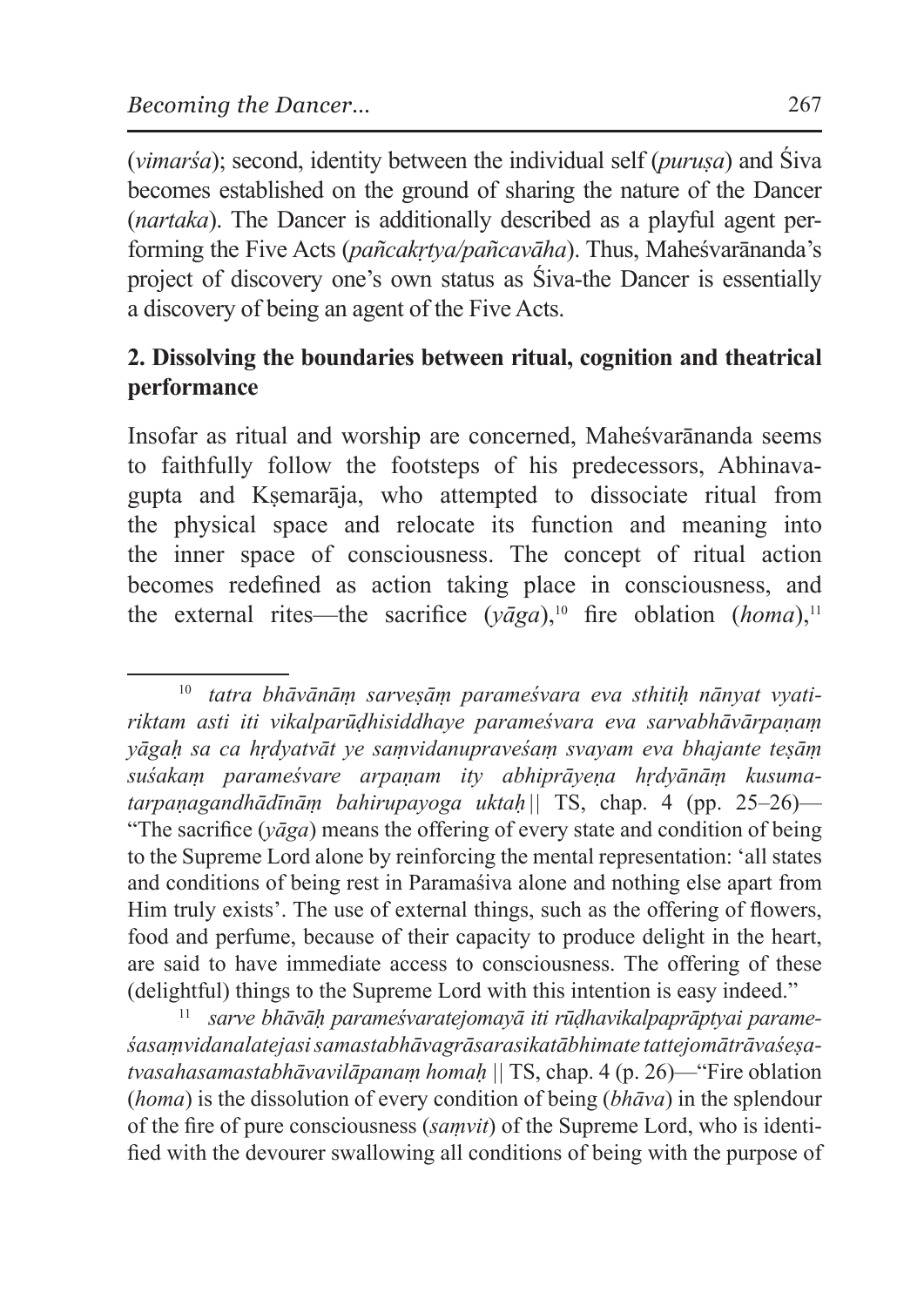(*vimarśa*); second, identity between the individual self (*puruṣa*) and Śiva becomes established on the ground of sharing the nature of the Dancer (*nartaka*). The Dancer is additionally described as a playful agent performing the Five Acts (*pañcakṛtya/pañcavāha*). Thus, Maheśvarānanda's project of discovery one's own status as Śiva-the Dancer is essentially a discovery of being an agent of the Five Acts.

## 2. Dissolving the boundaries between ritual, cognition and theatrical performance

Insofar as ritual and worship are concerned, Maheśvarānanda seems to faithfully follow the footsteps of his predecessors, Abhinavagupta and Kṣemarāja, who attempted to dissociate ritual from the physical space and relocate its function and meaning into the inner space of consciousness. The concept of ritual action becomes redefined as action taking place in consciousness, and the external rites—the sacrifice (*yāga*),[10] fire oblation (*homa*),[11]

---

[10] *tatra bhāvānāṃ sarveṣāṃ parameśvara eva sthitiḥ nānyat vyatiriktam asti iti vikalparūḍhisiddhaye parameśvara eva sarvabhāvārpaṇaṃ yāgaḥ sa ca hṛdyatvāt ye saṃvidanupraveśaṃ svayam eva bhajante teṣāṃ suśakaṃ parameśvare arpaṇam ity abhiprāyeṇa hṛdyānāṃ kusumatarpaṇagandhādīnāṃ bahirupayoga uktaḥ* || TS, chap. 4 (pp. 25–26)—"The sacrifice (*yāga*) means the offering of every state and condition of being to the Supreme Lord alone by reinforcing the mental representation: 'all states and conditions of being rest in Paramaśiva alone and nothing else apart from Him truly exists'. The use of external things, such as the offering of flowers, food and perfume, because of their capacity to produce delight in the heart, are said to have immediate access to consciousness. The offering of these (delightful) things to the Supreme Lord with this intention is easy indeed."

[11] *sarve bhāvāḥ parameśvaratejomayā iti rūḍhavikalpaprāptyai parameśasaṃvidanalatejasi samastabhāvagrāsarasikatābhimate tattejomātrāvaśeṣatvasahasamastabhāvavilāpanaṃ homaḥ* || TS, chap. 4 (p. 26)—"Fire oblation (*homa*) is the dissolution of every condition of being (*bhāva*) in the splendour of the fire of pure consciousness (*saṃvit*) of the Supreme Lord, who is identified with the devourer swallowing all conditions of being with the purpose of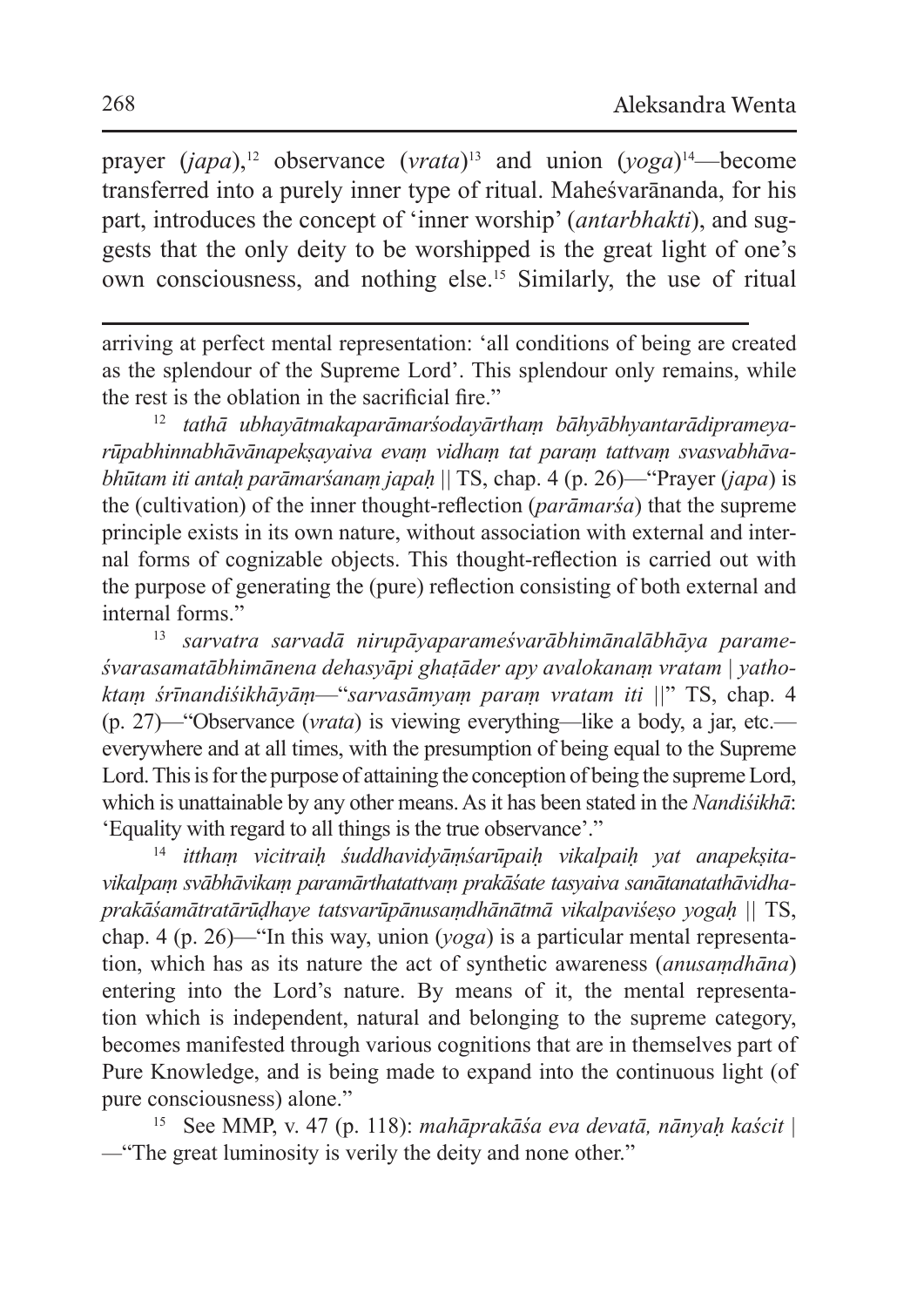prayer (*japa*),[12] observance (*vrata*)[13] and union (*yoga*)[14]—become transferred into a purely inner type of ritual. Maheśvarānanda, for his part, introduces the concept of 'inner worship' (*antarbhakti*), and suggests that the only deity to be worshipped is the great light of one's own consciousness, and nothing else.[15] Similarly, the use of ritual

---

arriving at perfect mental representation: 'all conditions of being are created as the splendour of the Supreme Lord'. This splendour only remains, while the rest is the oblation in the sacrificial fire."

[12] *tathā ubhayātmakaparāmarśodayārthaṃ bāhyābhyantarādiprameya­rūpabhinnabhāvānapekṣayaiva evaṃ vidhaṃ tat paraṃ tattvaṃ svasvabhāva­bhūtam iti antaḥ parāmarśanaṃ japaḥ* || TS, chap. 4 (p. 26)—"Prayer (*japa*) is the (cultivation) of the inner thought-reflection (*parāmarśa*) that the supreme principle exists in its own nature, without association with external and internal forms of cognizable objects. This thought-reflection is carried out with the purpose of generating the (pure) reflection consisting of both external and internal forms."

[13] *sarvatra sarvadā nirupāyaparameśvarābhimānalābhāya parame­śvarasamatābhimānena dehasyāpi ghaṭāder apy avalokanaṃ vratam* | *yathoktaṃ śrīnandiśikhāyāṃ*—"*sarvasāmyaṃ paraṃ vratam iti* ||" TS, chap. 4 (p. 27)—"Observance (*vrata*) is viewing everything—like a body, a jar, etc.—everywhere and at all times, with the presumption of being equal to the Supreme Lord. This is for the purpose of attaining the conception of being the supreme Lord, which is unattainable by any other means. As it has been stated in the *Nandiśikhā*: 'Equality with regard to all things is the true observance'."

[14] *itthaṃ vicitraiḥ śuddhavidyāṃśarūpaiḥ vikalpaiḥ yat anapekṣita­vikalpaṃ svābhāvikaṃ paramārthatattvaṃ prakāśate tasyaiva sanātanatathāvidha­prakāśamātratārūḍhaye tatsvarūpānusaṃdhānātmā vikalpaviśeṣo yogaḥ* || TS, chap. 4 (p. 26)—"In this way, union (*yoga*) is a particular mental representation, which has as its nature the act of synthetic awareness (*anusaṃdhāna*) entering into the Lord's nature. By means of it, the mental representation which is independent, natural and belonging to the supreme category, becomes manifested through various cognitions that are in themselves part of Pure Knowledge, and is being made to expand into the continuous light (of pure consciousness) alone."

[15] See MMP, v. 47 (p. 118): *mahāprakāśa eva devatā, nānyaḥ kaścit* | —"The great luminosity is verily the deity and none other."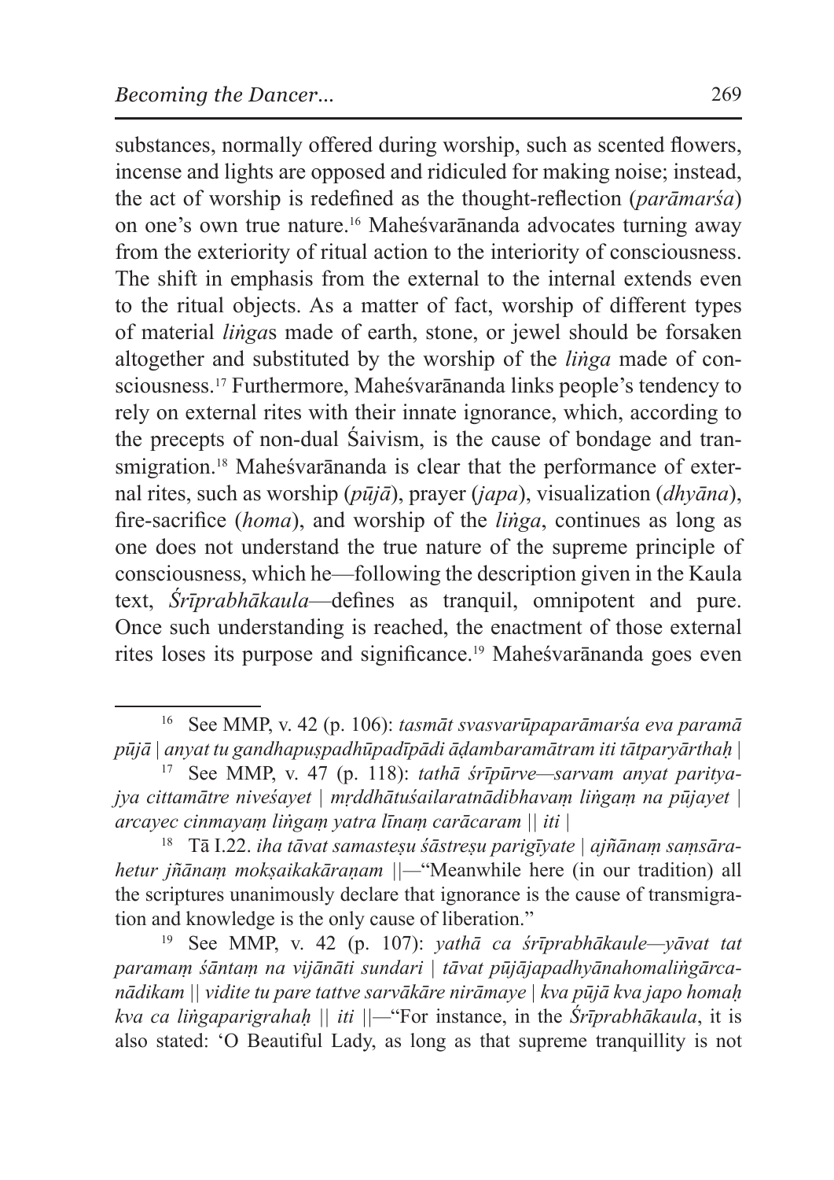substances, normally offered during worship, such as scented flowers, incense and lights are opposed and ridiculed for making noise; instead, the act of worship is redefined as the thought-reflection (*parāmarśa*) on one's own true nature.[16] Maheśvarānanda advocates turning away from the exteriority of ritual action to the interiority of consciousness. The shift in emphasis from the external to the internal extends even to the ritual objects. As a matter of fact, worship of different types of material *liṅga*s made of earth, stone, or jewel should be forsaken altogether and substituted by the worship of the *liṅga* made of consciousness.[17] Furthermore, Maheśvarānanda links people's tendency to rely on external rites with their innate ignorance, which, according to the precepts of non-dual Śaivism, is the cause of bondage and transmigration.[18] Maheśvarānanda is clear that the performance of external rites, such as worship (*pūjā*), prayer (*japa*), visualization (*dhyāna*), fire-sacrifice (*homa*), and worship of the *liṅga*, continues as long as one does not understand the true nature of the supreme principle of consciousness, which he—following the description given in the Kaula text, *Śrīprabhākaula*—defines as tranquil, omnipotent and pure. Once such understanding is reached, the enactment of those external rites loses its purpose and significance.[19] Maheśvarānanda goes even

---

[16] See MMP, v. 42 (p. 106): *tasmāt svasvarūpaparāmarśa eva paramā pūjā | anyat tu gandhapuṣpadhūpadīpādi āḍambaramātram iti tātparyārthaḥ |*

[17] See MMP, v. 47 (p. 118): *tathā śrīpūrve—sarvam anyat parityajya cittamātre niveśayet | mṛddhātuśailaratnādibhavaṃ liṅgaṃ na pūjayet | arcayec cinmayaṃ liṅgaṃ yatra līnaṃ carācaram || iti |*

[18] Tā I.22. *iha tāvat samasteṣu śāstreṣu parigīyate | ajñānaṃ saṃsārahetur jñānaṃ mokṣaikakāraṇam ||*—"Meanwhile here (in our tradition) all the scriptures unanimously declare that ignorance is the cause of transmigration and knowledge is the only cause of liberation."

[19] See MMP, v. 42 (p. 107): *yathā ca śrīprabhākaule—yāvat tat paramaṃ śāntaṃ na vijānāti sundari | tāvat pūjājapadhyānahomaliṅgārcanādikam || vidite tu pare tattve sarvākāre nirāmaye | kva pūjā kva japo homaḥ kva ca liṅgaparigrahaḥ || iti ||*—"For instance, in the *Śrīprabhākaula*, it is also stated: 'O Beautiful Lady, as long as that supreme tranquillity is not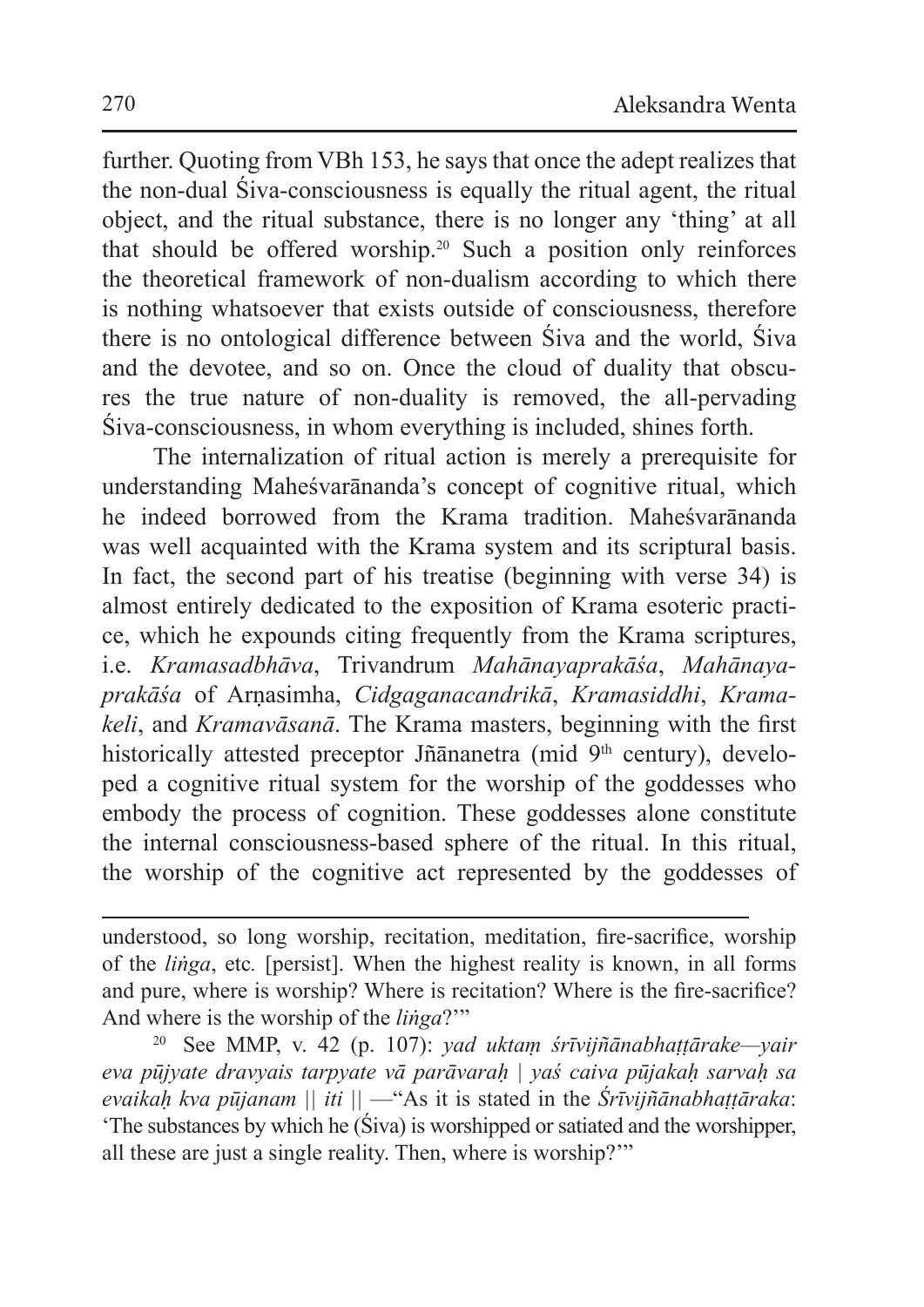further. Quoting from VBh 153, he says that once the adept realizes that the non-dual Śiva-consciousness is equally the ritual agent, the ritual object, and the ritual substance, there is no longer any 'thing' at all that should be offered worship.[20] Such a position only reinforces the theoretical framework of non-dualism according to which there is nothing whatsoever that exists outside of consciousness, therefore there is no ontological difference between Śiva and the world, Śiva and the devotee, and so on. Once the cloud of duality that obscures the true nature of non-duality is removed, the all-pervading Śiva-consciousness, in whom everything is included, shines forth.

The internalization of ritual action is merely a prerequisite for understanding Maheśvarānanda's concept of cognitive ritual, which he indeed borrowed from the Krama tradition. Maheśvarānanda was well acquainted with the Krama system and its scriptural basis. In fact, the second part of his treatise (beginning with verse 34) is almost entirely dedicated to the exposition of Krama esoteric practice, which he expounds citing frequently from the Krama scriptures, i.e. *Kramasadbhāva*, Trivandrum *Mahānayaprakāśa*, *Mahānayaprakāśa* of Arṇasimha, *Cidgaganacandrikā*, *Kramasiddhi*, *Kramakeli*, and *Kramavāsanā*. The Krama masters, beginning with the first historically attested preceptor Jñānanetra (mid 9th century), developed a cognitive ritual system for the worship of the goddesses who embody the process of cognition. These goddesses alone constitute the internal consciousness-based sphere of the ritual. In this ritual, the worship of the cognitive act represented by the goddesses of

---

understood, so long worship, recitation, meditation, fire-sacrifice, worship of the *liṅga*, etc. [persist]. When the highest reality is known, in all forms and pure, where is worship? Where is recitation? Where is the fire-sacrifice? And where is the worship of the *liṅga*?'"

[20] See MMP, v. 42 (p. 107): *yad uktaṃ śrīvijñānabhaṭṭārake—yair eva pūjyate dravyais tarpyate vā parāvaraḥ | yaś caiva pūjakaḥ sarvaḥ sa evaikaḥ kva pūjanam || iti ||* —"As it is stated in the *Śrīvijñānabhaṭṭāraka*: 'The substances by which he (Śiva) is worshipped or satiated and the worshipper, all these are just a single reality. Then, where is worship?'"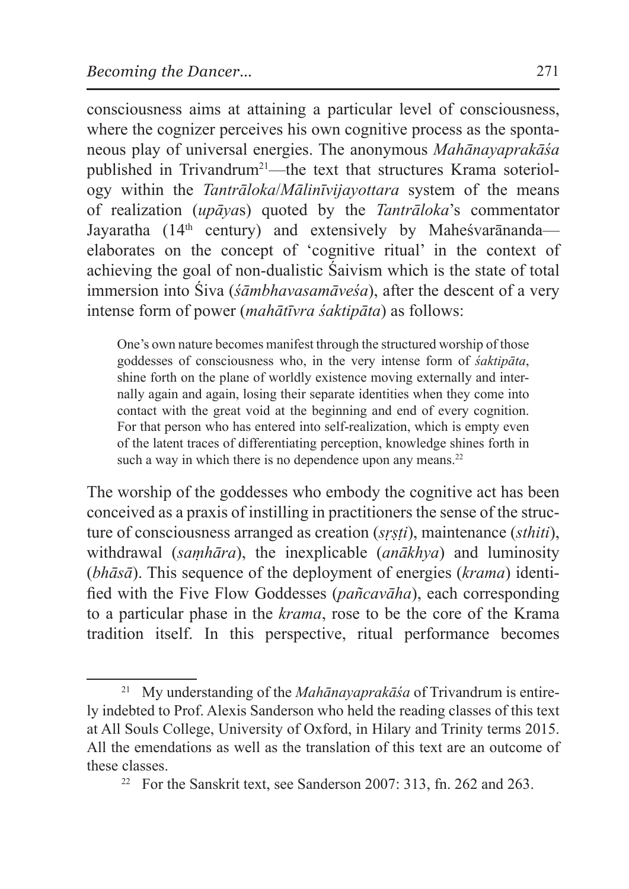consciousness aims at attaining a particular level of consciousness, where the cognizer perceives his own cognitive process as the spontaneous play of universal energies. The anonymous *Mahānayaprakāśa* published in Trivandrum[21]—the text that structures Krama soteriology within the *Tantrāloka*/*Mālinīvijayottara* system of the means of realization (*upāya*s) quoted by the *Tantrāloka*'s commentator Jayaratha (14th century) and extensively by Maheśvarānanda—elaborates on the concept of 'cognitive ritual' in the context of achieving the goal of non-dualistic Śaivism which is the state of total immersion into Śiva (*śāmbhavasamāveśa*), after the descent of a very intense form of power (*mahātīvra śaktipāta*) as follows:

> One's own nature becomes manifest through the structured worship of those goddesses of consciousness who, in the very intense form of *śaktipāta*, shine forth on the plane of worldly existence moving externally and internally again and again, losing their separate identities when they come into contact with the great void at the beginning and end of every cognition. For that person who has entered into self-realization, which is empty even of the latent traces of differentiating perception, knowledge shines forth in such a way in which there is no dependence upon any means.[22]

The worship of the goddesses who embody the cognitive act has been conceived as a praxis of instilling in practitioners the sense of the structure of consciousness arranged as creation (*sṛṣṭi*), maintenance (*sthiti*), withdrawal (*saṃhāra*), the inexplicable (*anākhya*) and luminosity (*bhāsā*). This sequence of the deployment of energies (*krama*) identified with the Five Flow Goddesses (*pañcavāha*), each corresponding to a particular phase in the *krama*, rose to be the core of the Krama tradition itself. In this perspective, ritual performance becomes

---

[21] My understanding of the *Mahānayaprakāśa* of Trivandrum is entirely indebted to Prof. Alexis Sanderson who held the reading classes of this text at All Souls College, University of Oxford, in Hilary and Trinity terms 2015. All the emendations as well as the translation of this text are an outcome of these classes.

[22] For the Sanskrit text, see Sanderson 2007: 313, fn. 262 and 263.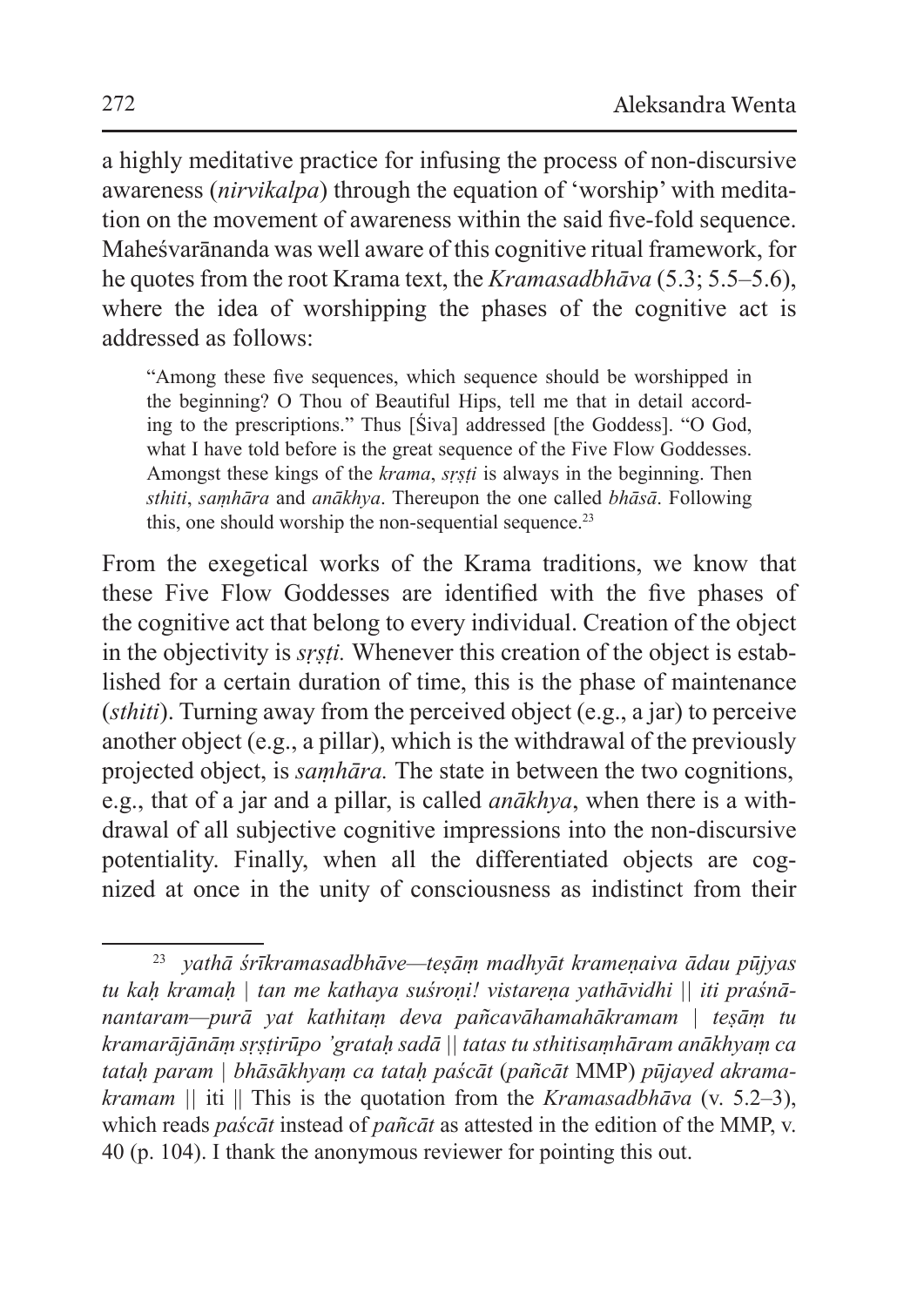a highly meditative practice for infusing the process of non-discursive awareness (*nirvikalpa*) through the equation of 'worship' with meditation on the movement of awareness within the said five-fold sequence. Maheśvarānanda was well aware of this cognitive ritual framework, for he quotes from the root Krama text, the *Kramasadbhāva* (5.3; 5.5–5.6), where the idea of worshipping the phases of the cognitive act is addressed as follows:

> "Among these five sequences, which sequence should be worshipped in the beginning? O Thou of Beautiful Hips, tell me that in detail according to the prescriptions." Thus [Śiva] addressed [the Goddess]. "O God, what I have told before is the great sequence of the Five Flow Goddesses. Amongst these kings of the *krama*, *sṛṣṭi* is always in the beginning. Then *sthiti*, *saṃhāra* and *anākhya*. Thereupon the one called *bhāsā*. Following this, one should worship the non-sequential sequence.[23]

From the exegetical works of the Krama traditions, we know that these Five Flow Goddesses are identified with the five phases of the cognitive act that belong to every individual. Creation of the object in the objectivity is *sṛṣṭi.* Whenever this creation of the object is established for a certain duration of time, this is the phase of maintenance (*sthiti*). Turning away from the perceived object (e.g., a jar) to perceive another object (e.g., a pillar), which is the withdrawal of the previously projected object, is *saṃhāra.* The state in between the two cognitions, e.g., that of a jar and a pillar, is called *anākhya*, when there is a withdrawal of all subjective cognitive impressions into the non-discursive potentiality. Finally, when all the differentiated objects are cognized at once in the unity of consciousness as indistinct from their

---

[23] *yathā śrīkramasadbhāve—teṣāṃ madhyāt krameṇaiva ādau pūjyas tu kaḥ kramaḥ | tan me kathaya suśroṇi! vistareṇa yathāvidhi || iti praśnānantaram—purā yat kathitaṃ deva pañcavāhamahākramam | teṣāṃ tu kramarājānāṃ sṛṣṭirūpo 'grataḥ sadā || tatas tu sthitisaṃhāram anākhyaṃ ca tataḥ param | bhāsākhyaṃ ca tataḥ paścāt* (*pañcāt* MMP) *pūjayed akramakramam* || iti || This is the quotation from the *Kramasadbhāva* (v. 5.2–3), which reads *paścāt* instead of *pañcāt* as attested in the edition of the MMP, v. 40 (p. 104). I thank the anonymous reviewer for pointing this out.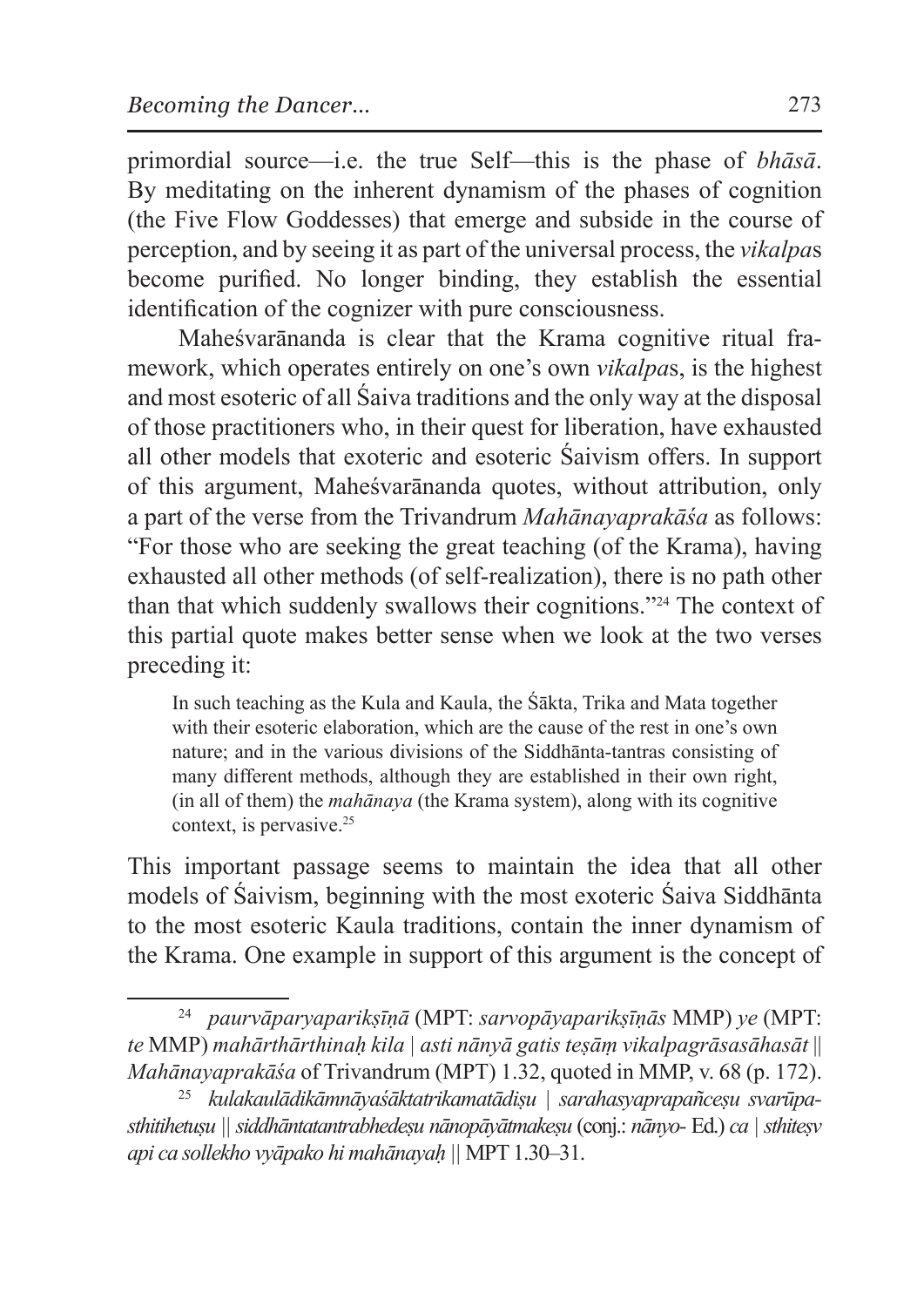primordial source—i.e. the true Self—this is the phase of *bhāsā*. By meditating on the inherent dynamism of the phases of cognition (the Five Flow Goddesses) that emerge and subside in the course of perception, and by seeing it as part of the universal process, the *vikalpa*s become purified. No longer binding, they establish the essential identification of the cognizer with pure consciousness.

Maheśvarānanda is clear that the Krama cognitive ritual framework, which operates entirely on one's own *vikalpa*s, is the highest and most esoteric of all Śaiva traditions and the only way at the disposal of those practitioners who, in their quest for liberation, have exhausted all other models that exoteric and esoteric Śaivism offers. In support of this argument, Maheśvarānanda quotes, without attribution, only a part of the verse from the Trivandrum *Mahānayaprakāśa* as follows: "For those who are seeking the great teaching (of the Krama), having exhausted all other methods (of self-realization), there is no path other than that which suddenly swallows their cognitions."[24] The context of this partial quote makes better sense when we look at the two verses preceding it:

> In such teaching as the Kula and Kaula, the Śākta, Trika and Mata together with their esoteric elaboration, which are the cause of the rest in one's own nature; and in the various divisions of the Siddhānta-tantras consisting of many different methods, although they are established in their own right, (in all of them) the *mahānaya* (the Krama system), along with its cognitive context, is pervasive.[25]

This important passage seems to maintain the idea that all other models of Śaivism, beginning with the most exoteric Śaiva Siddhānta to the most esoteric Kaula traditions, contain the inner dynamism of the Krama. One example in support of this argument is the concept of

---

[24] *paurvāparyaparikṣīṇā* (MPT: *sarvopāyaparikṣīṇās* MMP) *ye* (MPT: *te* MMP) *mahārthārthinaḥ kila | asti nānyā gatis teṣāṃ vikalpagrāsasāhasāt || Mahānayaprakāśa* of Trivandrum (MPT) 1.32, quoted in MMP, v. 68 (p. 172).

[25] *kulakaulādikāmnāyaśāktatrikamatādiṣu | sarahasyaprapañceṣu svarūpasthitihetuṣu || siddhāntatantrabhedeṣu nānopāyātmakeṣu* (conj.: *nānyo-* Ed.) *ca | sthiteṣv api ca sollekho vyāpako hi mahānayaḥ ||* MPT 1.30–31.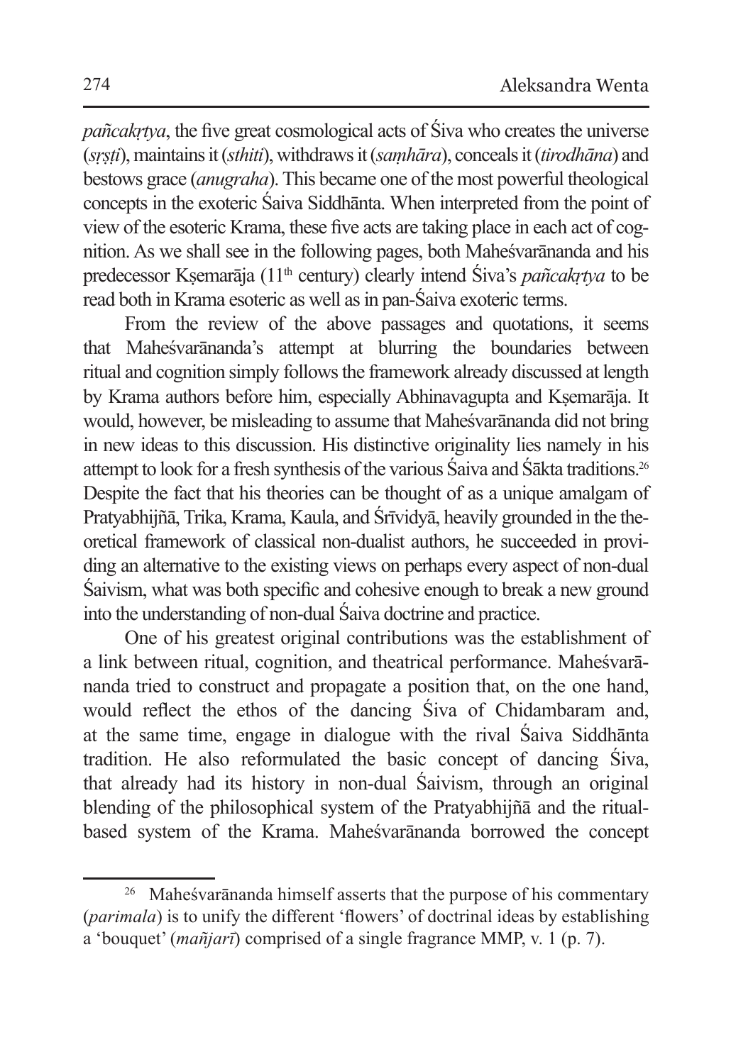*pañcakṛtya*, the five great cosmological acts of Śiva who creates the universe (*sṛṣṭi*), maintains it (*sthiti*), withdraws it (*saṃhāra*), conceals it (*tirodhāna*) and bestows grace (*anugraha*). This became one of the most powerful theological concepts in the exoteric Śaiva Siddhānta. When interpreted from the point of view of the esoteric Krama, these five acts are taking place in each act of cognition. As we shall see in the following pages, both Maheśvarānanda and his predecessor Kṣemarāja (11th century) clearly intend Śiva's *pañcakṛtya* to be read both in Krama esoteric as well as in pan-Śaiva exoteric terms.

From the review of the above passages and quotations, it seems that Maheśvarānanda's attempt at blurring the boundaries between ritual and cognition simply follows the framework already discussed at length by Krama authors before him, especially Abhinavagupta and Kṣemarāja. It would, however, be misleading to assume that Maheśvarānanda did not bring in new ideas to this discussion. His distinctive originality lies namely in his attempt to look for a fresh synthesis of the various Śaiva and Śākta traditions.[26] Despite the fact that his theories can be thought of as a unique amalgam of Pratyabhijñā, Trika, Krama, Kaula, and Śrīvidyā, heavily grounded in the theoretical framework of classical non-dualist authors, he succeeded in providing an alternative to the existing views on perhaps every aspect of non-dual Śaivism, what was both specific and cohesive enough to break a new ground into the understanding of non-dual Śaiva doctrine and practice.

One of his greatest original contributions was the establishment of a link between ritual, cognition, and theatrical performance. Maheśvarānanda tried to construct and propagate a position that, on the one hand, would reflect the ethos of the dancing Śiva of Chidambaram and, at the same time, engage in dialogue with the rival Śaiva Siddhānta tradition. He also reformulated the basic concept of dancing Śiva, that already had its history in non-dual Śaivism, through an original blending of the philosophical system of the Pratyabhijñā and the ritual-based system of the Krama. Maheśvarānanda borrowed the concept

---

[26] Maheśvarānanda himself asserts that the purpose of his commentary (*parimala*) is to unify the different 'flowers' of doctrinal ideas by establishing a 'bouquet' (*mañjarī*) comprised of a single fragrance MMP, v. 1 (p. 7).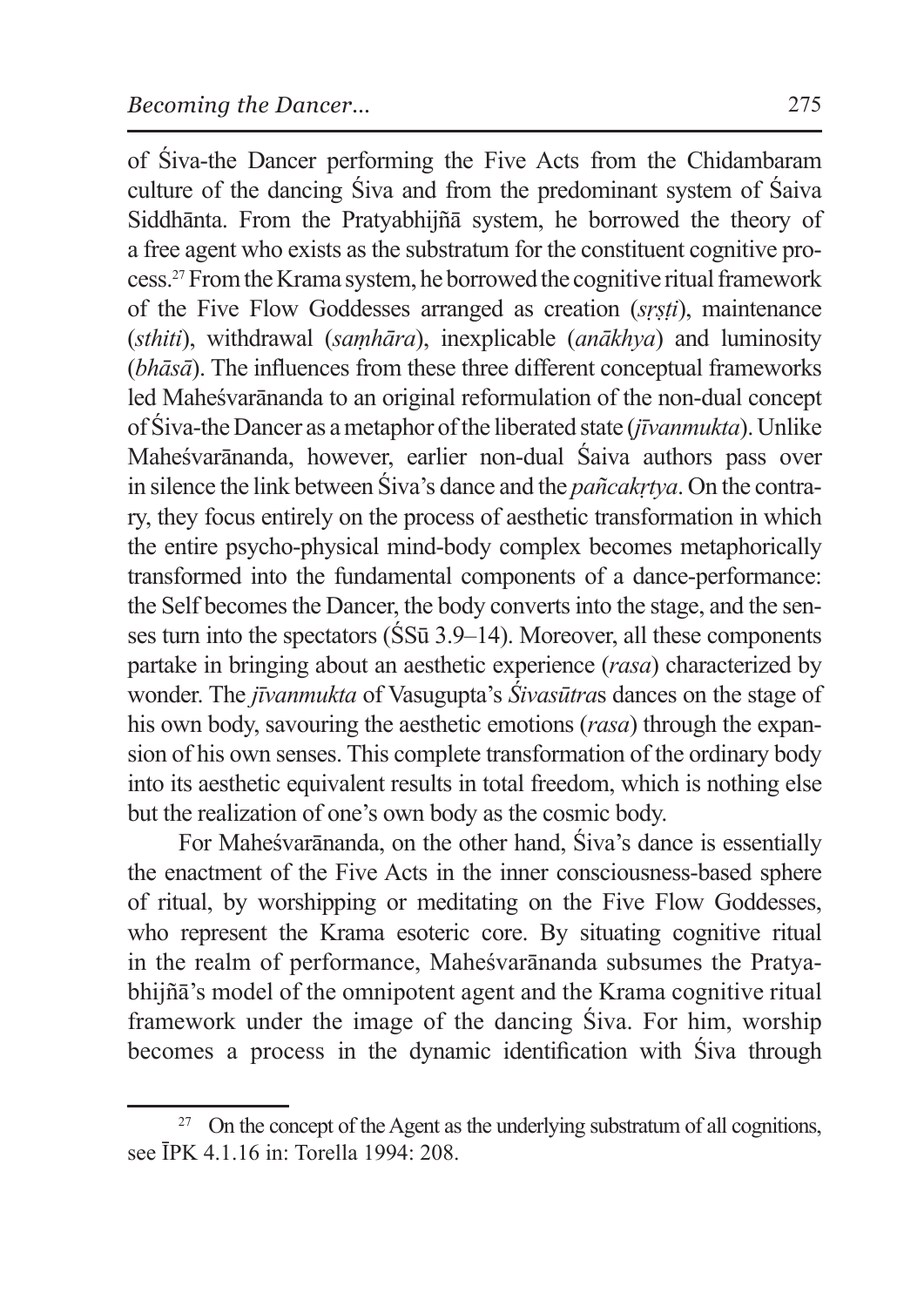of Śiva-the Dancer performing the Five Acts from the Chidambaram culture of the dancing Śiva and from the predominant system of Śaiva Siddhānta. From the Pratyabhijñā system, he borrowed the theory of a free agent who exists as the substratum for the constituent cognitive process.[27] From the Krama system, he borrowed the cognitive ritual framework of the Five Flow Goddesses arranged as creation (*sṛṣṭi*), maintenance (*sthiti*), withdrawal (*saṃhāra*), inexplicable (*anākhya*) and luminosity (*bhāsā*). The influences from these three different conceptual frameworks led Maheśvarānanda to an original reformulation of the non-dual concept of Śiva-the Dancer as a metaphor of the liberated state (*jīvanmukta*). Unlike Maheśvarānanda, however, earlier non-dual Śaiva authors pass over in silence the link between Śiva's dance and the *pañcakṛtya*. On the contrary, they focus entirely on the process of aesthetic transformation in which the entire psycho-physical mind-body complex becomes metaphorically transformed into the fundamental components of a dance-performance: the Self becomes the Dancer, the body converts into the stage, and the senses turn into the spectators (ŚSū 3.9–14). Moreover, all these components partake in bringing about an aesthetic experience (*rasa*) characterized by wonder. The *jīvanmukta* of Vasugupta's *Śivasūtra*s dances on the stage of his own body, savouring the aesthetic emotions (*rasa*) through the expansion of his own senses. This complete transformation of the ordinary body into its aesthetic equivalent results in total freedom, which is nothing else but the realization of one's own body as the cosmic body.

For Maheśvarānanda, on the other hand, Śiva's dance is essentially the enactment of the Five Acts in the inner consciousness-based sphere of ritual, by worshipping or meditating on the Five Flow Goddesses, who represent the Krama esoteric core. By situating cognitive ritual in the realm of performance, Maheśvarānanda subsumes the Pratyabhijñā's model of the omnipotent agent and the Krama cognitive ritual framework under the image of the dancing Śiva. For him, worship becomes a process in the dynamic identification with Śiva through

[27] On the concept of the Agent as the underlying substratum of all cognitions, see ĪPK 4.1.16 in: Torella 1994: 208.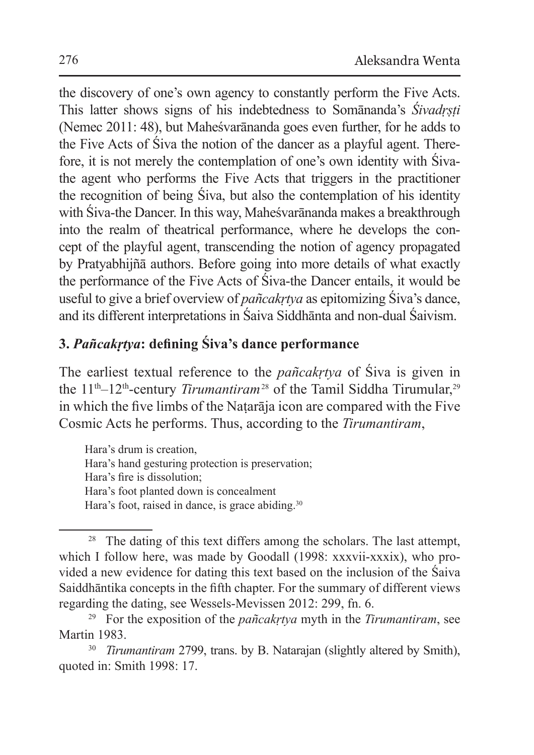the discovery of one's own agency to constantly perform the Five Acts. This latter shows signs of his indebtedness to Somānanda's *Śivadṛṣṭi* (Nemec 2011: 48), but Maheśvarānanda goes even further, for he adds to the Five Acts of Śiva the notion of the dancer as a playful agent. Therefore, it is not merely the contemplation of one's own identity with Śiva-the agent who performs the Five Acts that triggers in the practitioner the recognition of being Śiva, but also the contemplation of his identity with Śiva-the Dancer. In this way, Maheśvarānanda makes a breakthrough into the realm of theatrical performance, where he develops the concept of the playful agent, transcending the notion of agency propagated by Pratyabhijñā authors. Before going into more details of what exactly the performance of the Five Acts of Śiva-the Dancer entails, it would be useful to give a brief overview of *pañcakṛtya* as epitomizing Śiva's dance, and its different interpretations in Śaiva Siddhānta and non-dual Śaivism.

### 3. *Pañcakṛtya*: defining Śiva's dance performance

The earliest textual reference to the *pañcakṛtya* of Śiva is given in the 11th–12th-century *Tirumantiram*[28] of the Tamil Siddha Tirumular,[29] in which the five limbs of the Naṭarāja icon are compared with the Five Cosmic Acts he performs. Thus, according to the *Tirumantiram*,

> Hara's drum is creation,
> Hara's hand gesturing protection is preservation;
> Hara's fire is dissolution;
> Hara's foot planted down is concealment
> Hara's foot, raised in dance, is grace abiding.[30]

---

[28] The dating of this text differs among the scholars. The last attempt, which I follow here, was made by Goodall (1998: xxxvii-xxxix), who provided a new evidence for dating this text based on the inclusion of the Śaiva Saiddhāntika concepts in the fifth chapter. For the summary of different views regarding the dating, see Wessels-Mevissen 2012: 299, fn. 6.

[29] For the exposition of the *pañcakṛtya* myth in the *Tirumantiram*, see Martin 1983.

[30] *Tirumantiram* 2799, trans. by B. Natarajan (slightly altered by Smith), quoted in: Smith 1998: 17.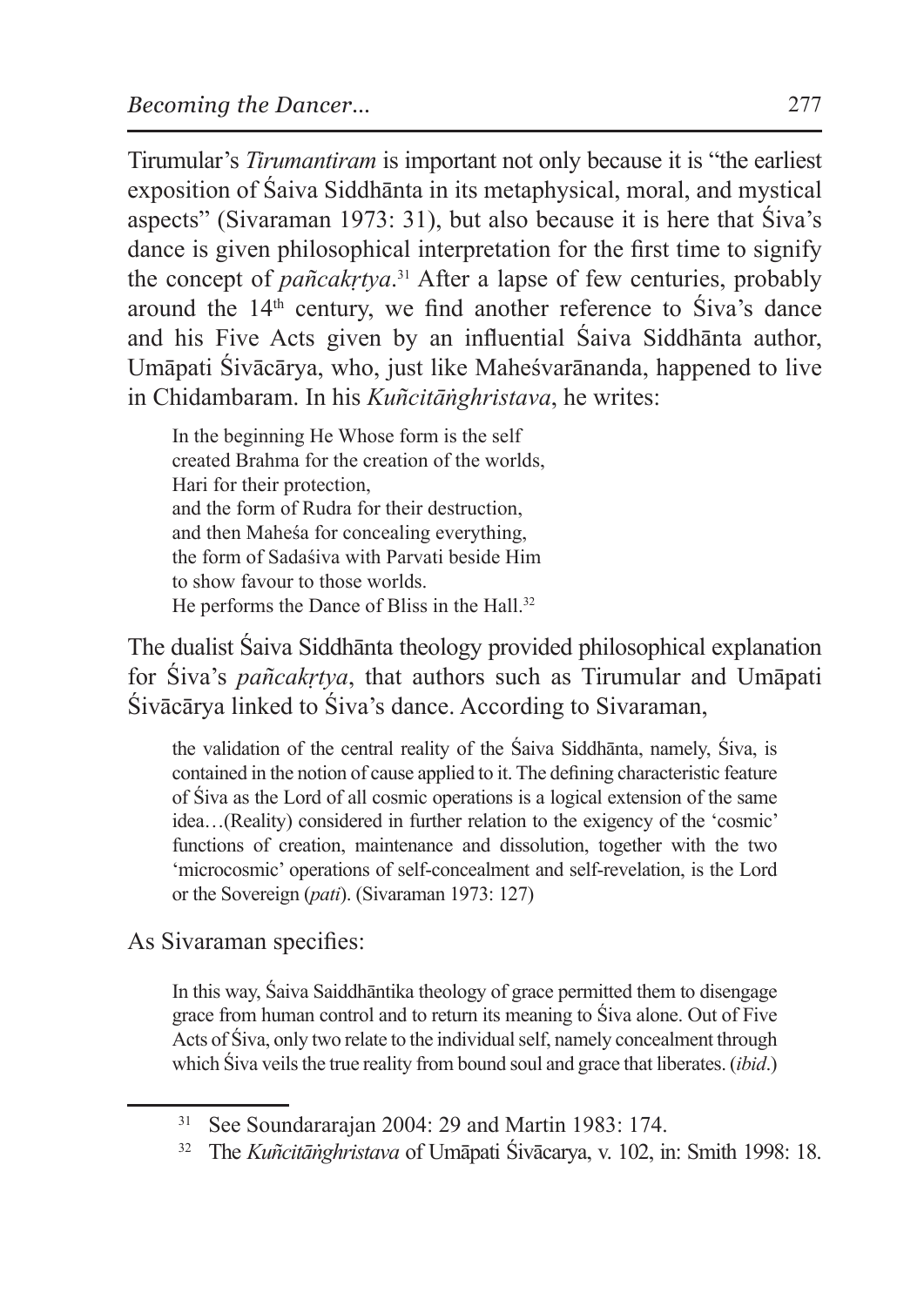Tirumular's *Tirumantiram* is important not only because it is "the earliest exposition of Śaiva Siddhānta in its metaphysical, moral, and mystical aspects" (Sivaraman 1973: 31), but also because it is here that Śiva's dance is given philosophical interpretation for the first time to signify the concept of *pañcakṛtya*.[31] After a lapse of few centuries, probably around the 14th century, we find another reference to Śiva's dance and his Five Acts given by an influential Śaiva Siddhānta author, Umāpati Śivācārya, who, just like Maheśvarānanda, happened to live in Chidambaram. In his *Kuñcitāṅghristava*, he writes:

> In the beginning He Whose form is the self
> created Brahma for the creation of the worlds,
> Hari for their protection,
> and the form of Rudra for their destruction,
> and then Maheśa for concealing everything,
> the form of Sadaśiva with Parvati beside Him
> to show favour to those worlds.
> He performs the Dance of Bliss in the Hall.[32]

The dualist Śaiva Siddhānta theology provided philosophical explanation for Śiva's *pañcakṛtya*, that authors such as Tirumular and Umāpati Śivācārya linked to Śiva's dance. According to Sivaraman,

> the validation of the central reality of the Śaiva Siddhānta, namely, Śiva, is contained in the notion of cause applied to it. The defining characteristic feature of Śiva as the Lord of all cosmic operations is a logical extension of the same idea…(Reality) considered in further relation to the exigency of the 'cosmic' functions of creation, maintenance and dissolution, together with the two 'microcosmic' operations of self-concealment and self-revelation, is the Lord or the Sovereign (*pati*). (Sivaraman 1973: 127)

As Sivaraman specifies:

> In this way, Śaiva Saiddhāntika theology of grace permitted them to disengage grace from human control and to return its meaning to Śiva alone. Out of Five Acts of Śiva, only two relate to the individual self, namely concealment through which Śiva veils the true reality from bound soul and grace that liberates. (*ibid*.)

---

[31] See Soundararajan 2004: 29 and Martin 1983: 174.

[32] The *Kuñcitāṅghristava* of Umāpati Śivācarya, v. 102, in: Smith 1998: 18.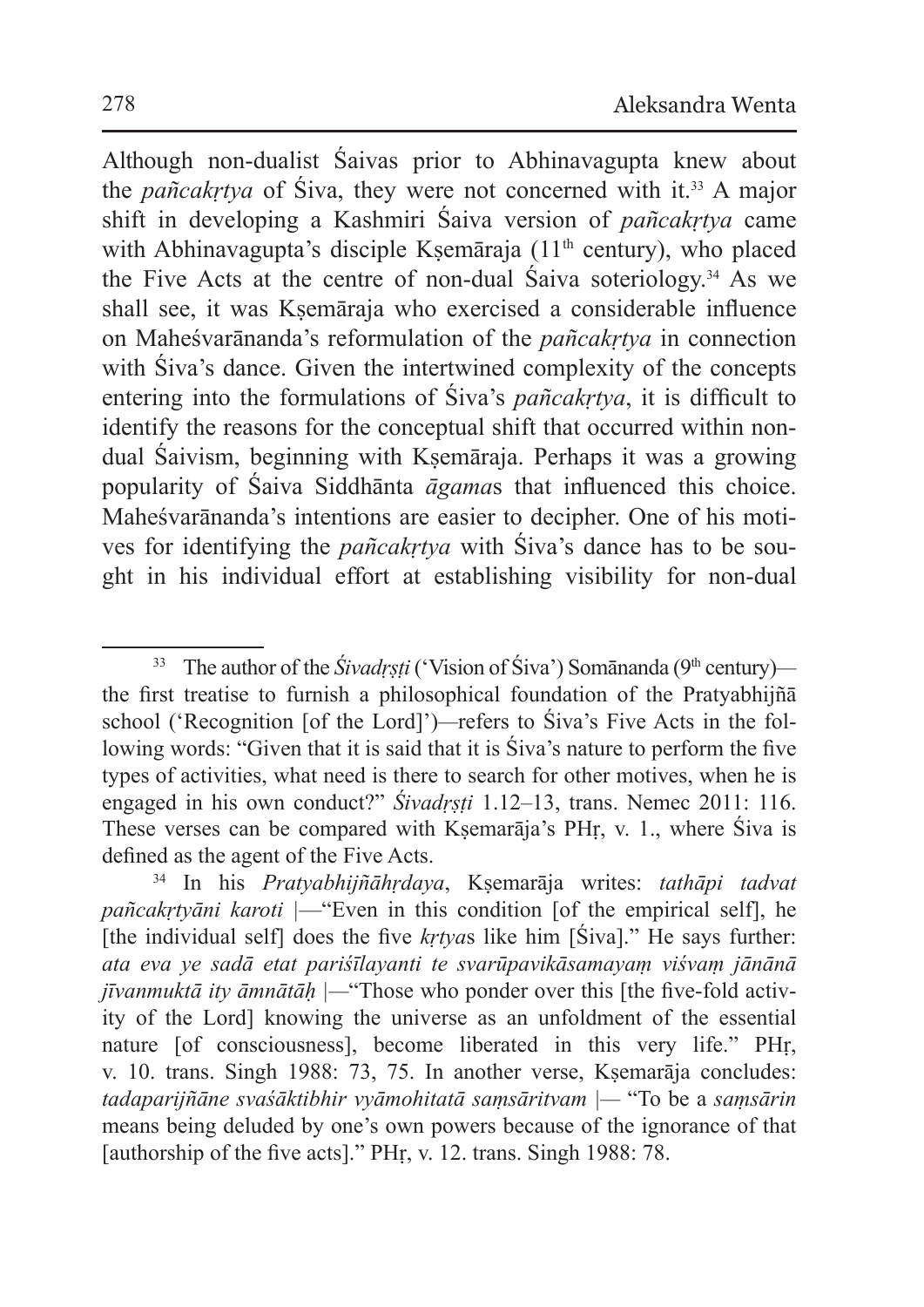Although non-dualist Śaivas prior to Abhinavagupta knew about the *pañcakṛtya* of Śiva, they were not concerned with it.[33] A major shift in developing a Kashmiri Śaiva version of *pañcakṛtya* came with Abhinavagupta's disciple Kṣemāraja (11th century), who placed the Five Acts at the centre of non-dual Śaiva soteriology.[34] As we shall see, it was Kṣemāraja who exercised a considerable influence on Maheśvarānanda's reformulation of the *pañcakṛtya* in connection with Śiva's dance. Given the intertwined complexity of the concepts entering into the formulations of Śiva's *pañcakṛtya*, it is difficult to identify the reasons for the conceptual shift that occurred within non-dual Śaivism, beginning with Kṣemāraja. Perhaps it was a growing popularity of Śaiva Siddhānta *āgama*s that influenced this choice. Maheśvarānanda's intentions are easier to decipher. One of his motives for identifying the *pañcakṛtya* with Śiva's dance has to be sought in his individual effort at establishing visibility for non-dual

---

[33] The author of the *Śivadṛṣṭi* ('Vision of Śiva') Somānanda (9th century)—the first treatise to furnish a philosophical foundation of the Pratyabhijñā school ('Recognition [of the Lord]')—refers to Śiva's Five Acts in the following words: "Given that it is said that it is Śiva's nature to perform the five types of activities, what need is there to search for other motives, when he is engaged in his own conduct?" *Śivadṛṣṭi* 1.12–13, trans. Nemec 2011: 116. These verses can be compared with Kṣemarāja's PHṛ, v. 1., where Śiva is defined as the agent of the Five Acts.

[34] In his *Pratyabhijñāhṛdaya*, Kṣemarāja writes: *tathāpi tadvat pañcakṛtyāni karoti* |—"Even in this condition [of the empirical self], he [the individual self] does the five *kṛtya*s like him [Śiva]." He says further: *ata eva ye sadā etat pariśīlayanti te svarūpavikāsamayaṃ viśvaṃ jānānā jīvanmuktā ity āmnātāḥ* |—"Those who ponder over this [the five-fold activity of the Lord] knowing the universe as an unfoldment of the essential nature [of consciousness], become liberated in this very life." PHṛ, v. 10. trans. Singh 1988: 73, 75. In another verse, Kṣemarāja concludes: *tadaparijñāne svaśāktibhir vyāmohitatā saṃsāritvam* |— "To be a *saṃsārin* means being deluded by one's own powers because of the ignorance of that [authorship of the five acts]." PHṛ, v. 12. trans. Singh 1988: 78.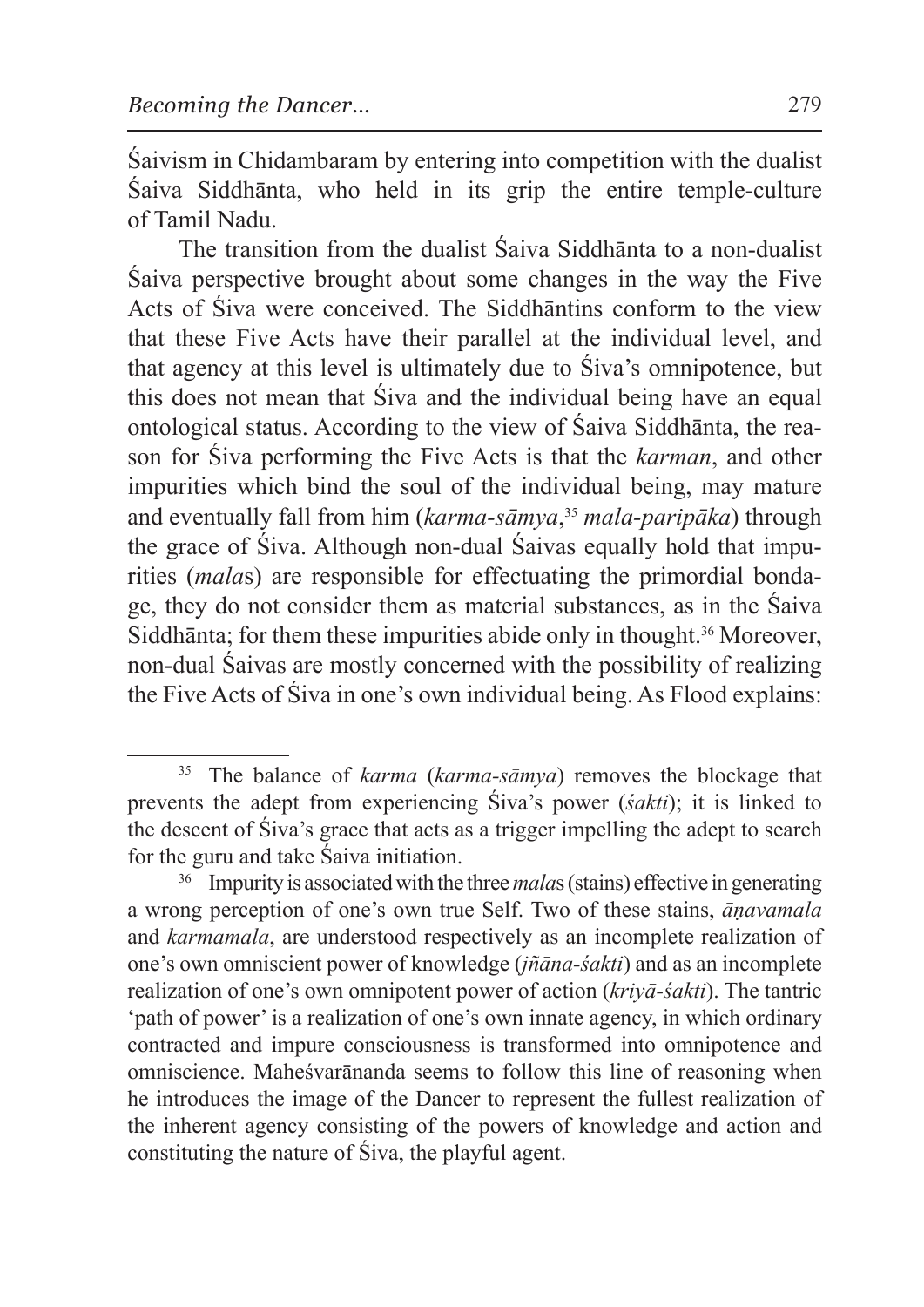Śaivism in Chidambaram by entering into competition with the dualist Śaiva Siddhānta, who held in its grip the entire temple-culture of Tamil Nadu.

The transition from the dualist Śaiva Siddhānta to a non-dualist Śaiva perspective brought about some changes in the way the Five Acts of Śiva were conceived. The Siddhāntins conform to the view that these Five Acts have their parallel at the individual level, and that agency at this level is ultimately due to Śiva's omnipotence, but this does not mean that Śiva and the individual being have an equal ontological status. According to the view of Śaiva Siddhānta, the reason for Śiva performing the Five Acts is that the *karman*, and other impurities which bind the soul of the individual being, may mature and eventually fall from him (*karma-sāmya*,[35] *mala-paripāka*) through the grace of Śiva. Although non-dual Śaivas equally hold that impurities (*mala*s) are responsible for effectuating the primordial bondage, they do not consider them as material substances, as in the Śaiva Siddhānta; for them these impurities abide only in thought.[36] Moreover, non-dual Śaivas are mostly concerned with the possibility of realizing the Five Acts of Śiva in one's own individual being. As Flood explains:

---

[35] The balance of *karma* (*karma-sāmya*) removes the blockage that prevents the adept from experiencing Śiva's power (*śakti*); it is linked to the descent of Śiva's grace that acts as a trigger impelling the adept to search for the guru and take Śaiva initiation.

[36] Impurity is associated with the three *mala*s (stains) effective in generating a wrong perception of one's own true Self. Two of these stains, *āṇavamala* and *karmamala*, are understood respectively as an incomplete realization of one's own omniscient power of knowledge (*jñāna-śakti*) and as an incomplete realization of one's own omnipotent power of action (*kriyā-śakti*). The tantric 'path of power' is a realization of one's own innate agency, in which ordinary contracted and impure consciousness is transformed into omnipotence and omniscience. Maheśvarānanda seems to follow this line of reasoning when he introduces the image of the Dancer to represent the fullest realization of the inherent agency consisting of the powers of knowledge and action and constituting the nature of Śiva, the playful agent.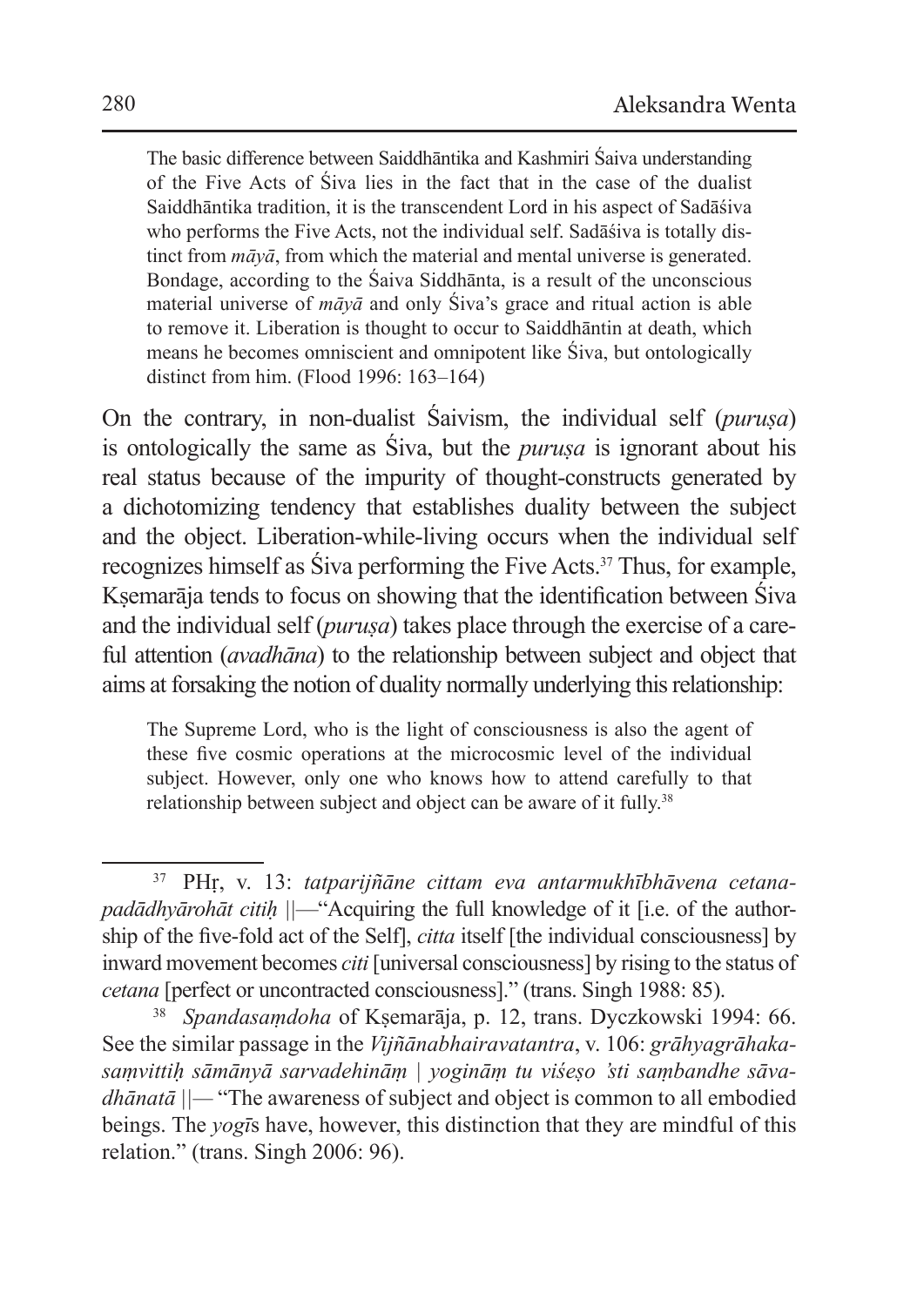> The basic difference between Saiddhāntika and Kashmiri Śaiva understanding of the Five Acts of Śiva lies in the fact that in the case of the dualist Saiddhāntika tradition, it is the transcendent Lord in his aspect of Sadāśiva who performs the Five Acts, not the individual self. Sadāśiva is totally distinct from *māyā*, from which the material and mental universe is generated. Bondage, according to the Śaiva Siddhānta, is a result of the unconscious material universe of *māyā* and only Śiva's grace and ritual action is able to remove it. Liberation is thought to occur to Saiddhāntin at death, which means he becomes omniscient and omnipotent like Śiva, but ontologically distinct from him. (Flood 1996: 163–164)

On the contrary, in non-dualist Śaivism, the individual self (*puruṣa*) is ontologically the same as Śiva, but the *puruṣa* is ignorant about his real status because of the impurity of thought-constructs generated by a dichotomizing tendency that establishes duality between the subject and the object. Liberation-while-living occurs when the individual self recognizes himself as Śiva performing the Five Acts.[37] Thus, for example, Kṣemarāja tends to focus on showing that the identification between Śiva and the individual self (*puruṣa*) takes place through the exercise of a careful attention (*avadhāna*) to the relationship between subject and object that aims at forsaking the notion of duality normally underlying this relationship:

> The Supreme Lord, who is the light of consciousness is also the agent of these five cosmic operations at the microcosmic level of the individual subject. However, only one who knows how to attend carefully to that relationship between subject and object can be aware of it fully.[38]

---

[37] PHṛ, v. 13: *tatparijñāne cittam eva antarmukhībhāvena cetanapadādhyārohāt citiḥ* ||—"Acquiring the full knowledge of it [i.e. of the authorship of the five-fold act of the Self], *citta* itself [the individual consciousness] by inward movement becomes *citi* [universal consciousness] by rising to the status of *cetana* [perfect or uncontracted consciousness]." (trans. Singh 1988: 85).

[38] *Spandasaṃdoha* of Kṣemarāja, p. 12, trans. Dyczkowski 1994: 66. See the similar passage in the *Vijñānabhairavatantra*, v. 106: *grāhyagrāhakasaṃvittiḥ sāmānyā sarvadehinām | yogināṃ tu viśeṣo 'sti saṃbandhe sāvadhānatā* ||— "The awareness of subject and object is common to all embodied beings. The *yogī*s have, however, this distinction that they are mindful of this relation." (trans. Singh 2006: 96).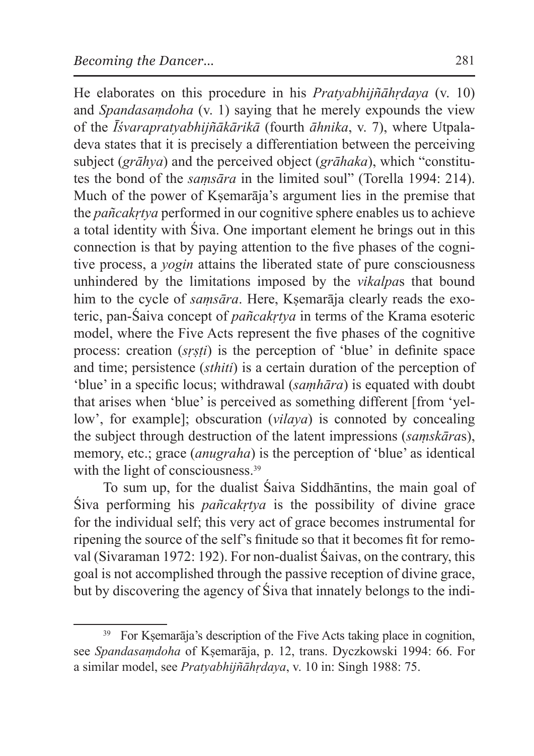He elaborates on this procedure in his *Pratyabhijñāhṛdaya* (v. 10) and *Spandasaṃdoha* (v. 1) saying that he merely expounds the view of the *Īśvarapratyabhijñākārikā* (fourth *āhnika*, v. 7), where Utpaladeva states that it is precisely a differentiation between the perceiving subject (*grāhya*) and the perceived object (*grāhaka*), which "constitutes the bond of the *saṃsāra* in the limited soul" (Torella 1994: 214). Much of the power of Kṣemarāja's argument lies in the premise that the *pañcakṛtya* performed in our cognitive sphere enables us to achieve a total identity with Śiva. One important element he brings out in this connection is that by paying attention to the five phases of the cognitive process, a *yogin* attains the liberated state of pure consciousness unhindered by the limitations imposed by the *vikalpa*s that bound him to the cycle of *saṃsāra*. Here, Kṣemarāja clearly reads the exoteric, pan-Śaiva concept of *pañcakṛtya* in terms of the Krama esoteric model, where the Five Acts represent the five phases of the cognitive process: creation (*sṛṣṭi*) is the perception of 'blue' in definite space and time; persistence (*sthiti*) is a certain duration of the perception of 'blue' in a specific locus; withdrawal (*saṃhāra*) is equated with doubt that arises when 'blue' is perceived as something different [from 'yellow', for example]; obscuration (*vilaya*) is connoted by concealing the subject through destruction of the latent impressions (*saṃskāra*s), memory, etc.; grace (*anugraha*) is the perception of 'blue' as identical with the light of consciousness.[39]

To sum up, for the dualist Śaiva Siddhāntins, the main goal of Śiva performing his *pañcakṛtya* is the possibility of divine grace for the individual self; this very act of grace becomes instrumental for ripening the source of the self's finitude so that it becomes fit for removal (Sivaraman 1972: 192). For non-dualist Śaivas, on the contrary, this goal is not accomplished through the passive reception of divine grace, but by discovering the agency of Śiva that innately belongs to the indi-

[39] For Kṣemarāja's description of the Five Acts taking place in cognition, see *Spandasaṃdoha* of Kṣemarāja, p. 12, trans. Dyczkowski 1994: 66. For a similar model, see *Pratyabhijñāhṛdaya*, v. 10 in: Singh 1988: 75.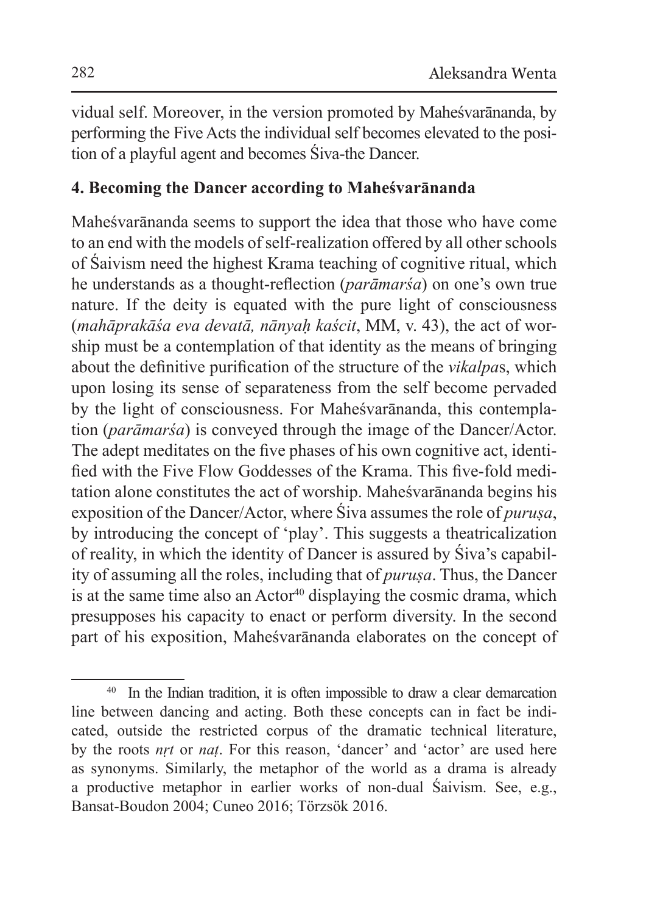vidual self. Moreover, in the version promoted by Maheśvarānanda, by performing the Five Acts the individual self becomes elevated to the position of a playful agent and becomes Śiva-the Dancer.

## 4. Becoming the Dancer according to Maheśvarānanda

Maheśvarānanda seems to support the idea that those who have come to an end with the models of self-realization offered by all other schools of Śaivism need the highest Krama teaching of cognitive ritual, which he understands as a thought-reflection (*parāmarśa*) on one's own true nature. If the deity is equated with the pure light of consciousness (*mahāprakāśa eva devatā, nānyaḥ kaścit*, MM, v. 43), the act of worship must be a contemplation of that identity as the means of bringing about the definitive purification of the structure of the *vikalpa*s, which upon losing its sense of separateness from the self become pervaded by the light of consciousness. For Maheśvarānanda, this contemplation (*parāmarśa*) is conveyed through the image of the Dancer/Actor. The adept meditates on the five phases of his own cognitive act, identified with the Five Flow Goddesses of the Krama. This five-fold meditation alone constitutes the act of worship. Maheśvarānanda begins his exposition of the Dancer/Actor, where Śiva assumes the role of *puruṣa*, by introducing the concept of 'play'. This suggests a theatricalization of reality, in which the identity of Dancer is assured by Śiva's capability of assuming all the roles, including that of *puruṣa*. Thus, the Dancer is at the same time also an Actor[40] displaying the cosmic drama, which presupposes his capacity to enact or perform diversity. In the second part of his exposition, Maheśvarānanda elaborates on the concept of

---

[40] In the Indian tradition, it is often impossible to draw a clear demarcation line between dancing and acting. Both these concepts can in fact be indicated, outside the restricted corpus of the dramatic technical literature, by the roots *nṛt* or *naṭ*. For this reason, 'dancer' and 'actor' are used here as synonyms. Similarly, the metaphor of the world as a drama is already a productive metaphor in earlier works of non-dual Śaivism. See, e.g., Bansat-Boudon 2004; Cuneo 2016; Törzsök 2016.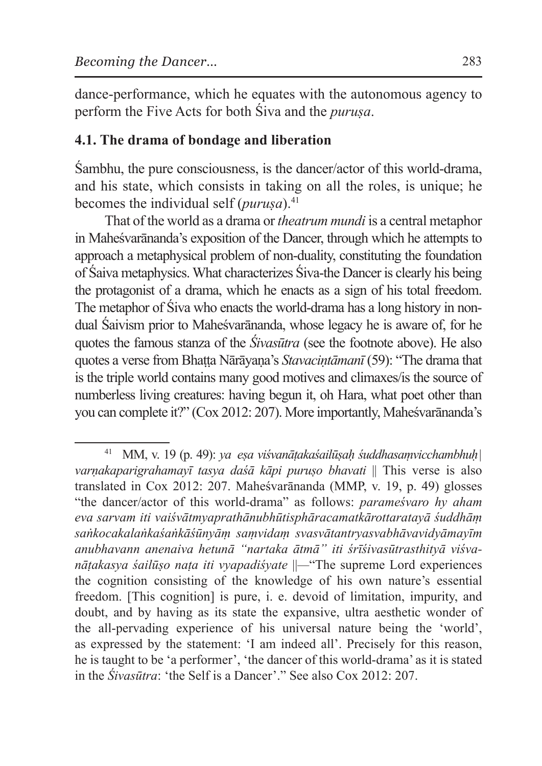dance-performance, which he equates with the autonomous agency to perform the Five Acts for both Śiva and the *puruṣa*.

### 4.1. The drama of bondage and liberation

Śambhu, the pure consciousness, is the dancer/actor of this world-drama, and his state, which consists in taking on all the roles, is unique; he becomes the individual self (*puruṣa*).[41]

That of the world as a drama or *theatrum mundi* is a central metaphor in Maheśvarānanda's exposition of the Dancer, through which he attempts to approach a metaphysical problem of non-duality, constituting the foundation of Śaiva metaphysics. What characterizes Śiva-the Dancer is clearly his being the protagonist of a drama, which he enacts as a sign of his total freedom. The metaphor of Śiva who enacts the world-drama has a long history in non-dual Śaivism prior to Maheśvarānanda, whose legacy he is aware of, for he quotes the famous stanza of the *Śivasūtra* (see the footnote above). He also quotes a verse from Bhaṭṭa Nārāyaṇa's *Stavaciṇtāmanī* (59): "The drama that is the triple world contains many good motives and climaxes/is the source of numberless living creatures: having begun it, oh Hara, what poet other than you can complete it?" (Cox 2012: 207). More importantly, Maheśvarānanda's

---

[41] MM, v. 19 (p. 49): *ya eṣa viśvanāṭakaśailūṣaḥ śuddhasaṃvicchambhuḥ | varṇakaparigrahamayī tasya daśā kāpi puruṣo bhavati* ‖ This verse is also translated in Cox 2012: 207. Maheśvarānanda (MMP, v. 19, p. 49) glosses "the dancer/actor of this world-drama" as follows: *parameśvaro hy aham eva sarvam iti vaiśvātmyaprathānubhūtisphāracamatkārottaratayā śuddhāṃ saṅkocakalaṅkaśaṅkāśūnyāṃ saṃvidaṃ svasvātantryasvabhāvavidyāmayīm anubhavann anenaiva hetunā "nartaka ātmā" iti śrīśivasūtrasthityā viśvanāṭakasya śailūṣo naṭa iti vyapadiśyate* ‖—"The supreme Lord experiences the cognition consisting of the knowledge of his own nature's essential freedom. [This cognition] is pure, i. e. devoid of limitation, impurity, and doubt, and by having as its state the expansive, ultra aesthetic wonder of the all-pervading experience of his universal nature being the 'world', as expressed by the statement: 'I am indeed all'. Precisely for this reason, he is taught to be 'a performer', 'the dancer of this world-drama' as it is stated in the *Śivasūtra*: 'the Self is a Dancer'." See also Cox 2012: 207.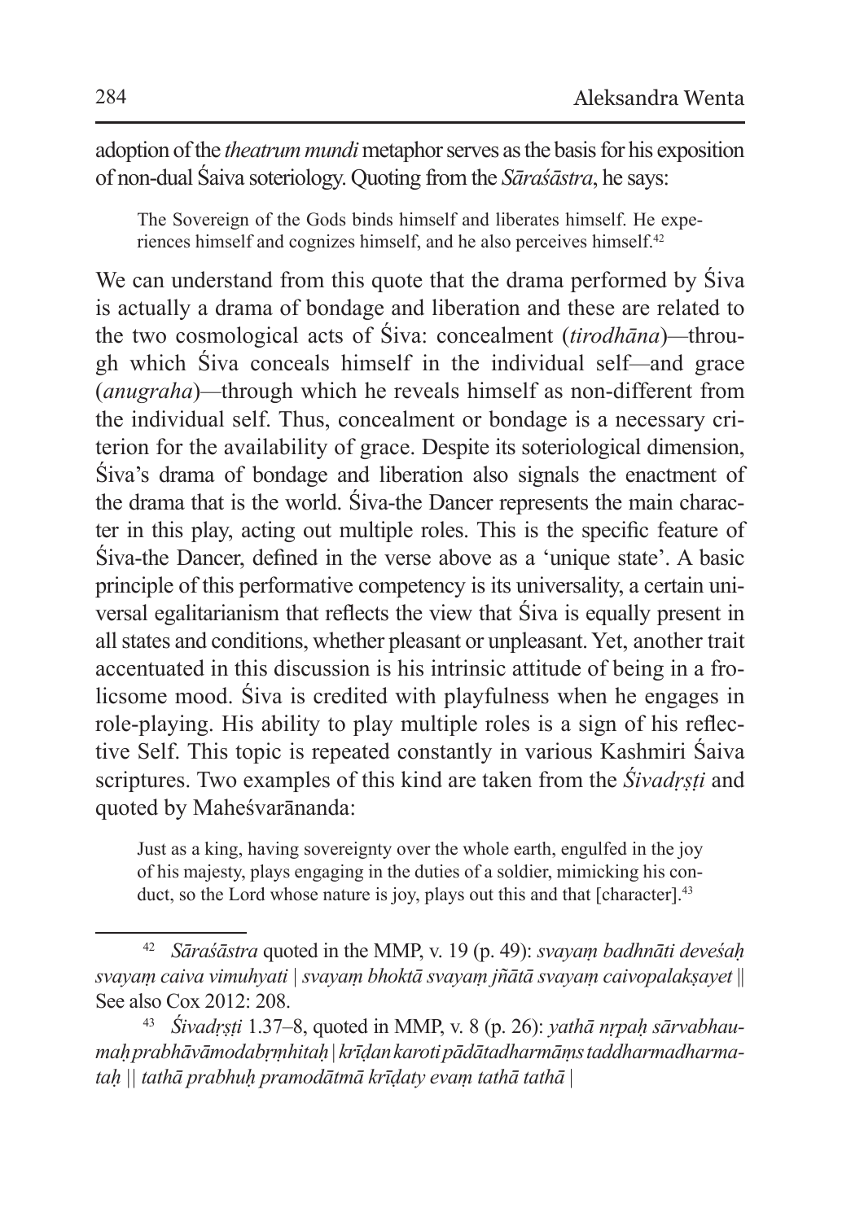adoption of the *theatrum mundi* metaphor serves as the basis for his exposition of non-dual Śaiva soteriology. Quoting from the *Sāraśāstra*, he says:

> The Sovereign of the Gods binds himself and liberates himself. He experiences himself and cognizes himself, and he also perceives himself.[42]

We can understand from this quote that the drama performed by Śiva is actually a drama of bondage and liberation and these are related to the two cosmological acts of Śiva: concealment (*tirodhāna*)—through which Śiva conceals himself in the individual self—and grace (*anugraha*)—through which he reveals himself as non-different from the individual self. Thus, concealment or bondage is a necessary criterion for the availability of grace. Despite its soteriological dimension, Śiva's drama of bondage and liberation also signals the enactment of the drama that is the world. Śiva-the Dancer represents the main character in this play, acting out multiple roles. This is the specific feature of Śiva-the Dancer, defined in the verse above as a 'unique state'. A basic principle of this performative competency is its universality, a certain universal egalitarianism that reflects the view that Śiva is equally present in all states and conditions, whether pleasant or unpleasant. Yet, another trait accentuated in this discussion is his intrinsic attitude of being in a frolicsome mood. Śiva is credited with playfulness when he engages in role-playing. His ability to play multiple roles is a sign of his reflective Self. This topic is repeated constantly in various Kashmiri Śaiva scriptures. Two examples of this kind are taken from the *Śivadṛṣṭi* and quoted by Maheśvarānanda:

> Just as a king, having sovereignty over the whole earth, engulfed in the joy of his majesty, plays engaging in the duties of a soldier, mimicking his conduct, so the Lord whose nature is joy, plays out this and that [character].[43]

---

[42] *Sāraśāstra* quoted in the MMP, v. 19 (p. 49): *svayaṃ badhnāti deveśaḥ svayaṃ caiva vimuhyati | svayaṃ bhoktā svayaṃ jñātā svayaṃ caivopalakṣayet ||* See also Cox 2012: 208.

[43] *Śivadṛṣṭi* 1.37–8, quoted in MMP, v. 8 (p. 26): *yathā nṛpaḥ sārvabhaumaḥ prabhāvāmodabṛṃhitaḥ | krīḍan karoti pādātadharmāṃs taddharmadharmataḥ || tathā prabhuḥ pramodātmā krīḍaty evaṃ tathā tathā |*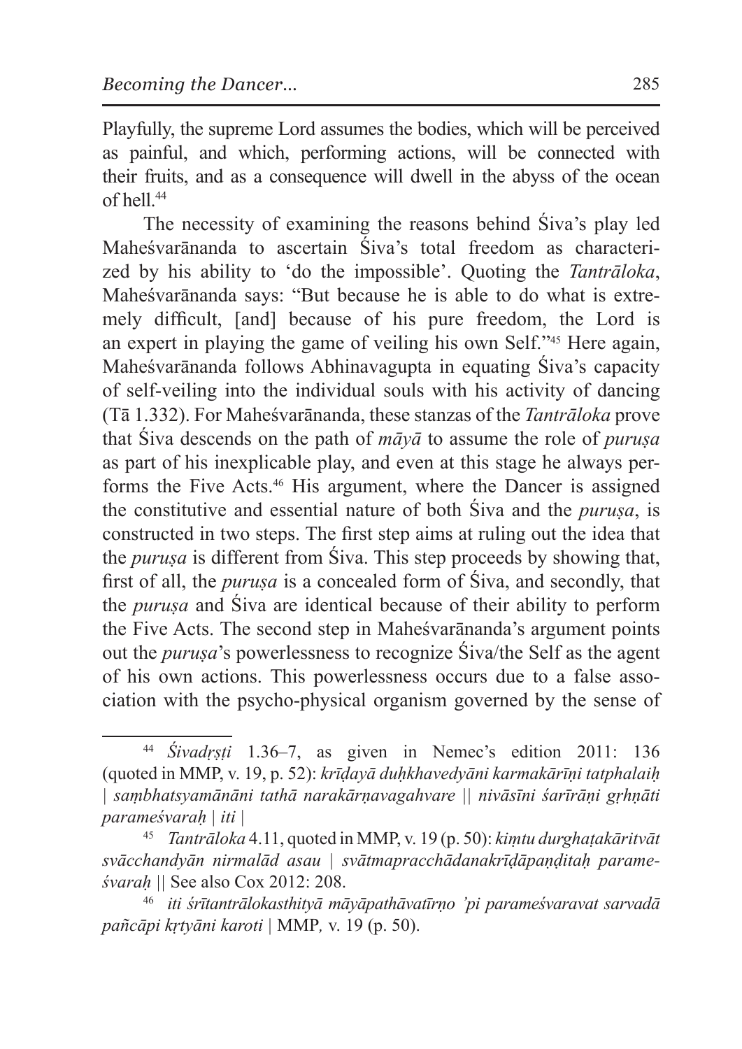Playfully, the supreme Lord assumes the bodies, which will be perceived as painful, and which, performing actions, will be connected with their fruits, and as a consequence will dwell in the abyss of the ocean of hell.[44]

The necessity of examining the reasons behind Śiva's play led Maheśvarānanda to ascertain Śiva's total freedom as characterized by his ability to 'do the impossible'. Quoting the *Tantrāloka*, Maheśvarānanda says: "But because he is able to do what is extremely difficult, [and] because of his pure freedom, the Lord is an expert in playing the game of veiling his own Self."[45] Here again, Maheśvarānanda follows Abhinavagupta in equating Śiva's capacity of self-veiling into the individual souls with his activity of dancing (Tā 1.332). For Maheśvarānanda, these stanzas of the *Tantrāloka* prove that Śiva descends on the path of *māyā* to assume the role of *puruṣa* as part of his inexplicable play, and even at this stage he always performs the Five Acts.[46] His argument, where the Dancer is assigned the constitutive and essential nature of both Śiva and the *puruṣa*, is constructed in two steps. The first step aims at ruling out the idea that the *puruṣa* is different from Śiva. This step proceeds by showing that, first of all, the *puruṣa* is a concealed form of Śiva, and secondly, that the *puruṣa* and Śiva are identical because of their ability to perform the Five Acts. The second step in Maheśvarānanda's argument points out the *puruṣa*'s powerlessness to recognize Śiva/the Self as the agent of his own actions. This powerlessness occurs due to a false association with the psycho-physical organism governed by the sense of

---

[44] *Śivadṛṣṭi* 1.36–7, as given in Nemec's edition 2011: 136 (quoted in MMP, v. 19, p. 52): *krīḍayā duḥkhavedyāni karmakārīṇi tatphalaiḥ | saṃbhatsyamānāni tathā narakārṇavagahvare || nivāsīni śarīrāṇi gṛhṇāti parameśvaraḥ | iti |*

[45] *Tantrāloka* 4.11, quoted in MMP, v. 19 (p. 50): *kiṃtu durghaṭakāritvāt svācchandyān nirmalād asau | svātmapracchādanakrīḍāpaṇḍitaḥ parameśvaraḥ ||* See also Cox 2012: 208.

[46] *iti śrītantrālokasthityā māyāpathāvatīrṇo 'pi parameśvaravat sarvadā pañcāpi kṛtyāni karoti |* MMP, v. 19 (p. 50).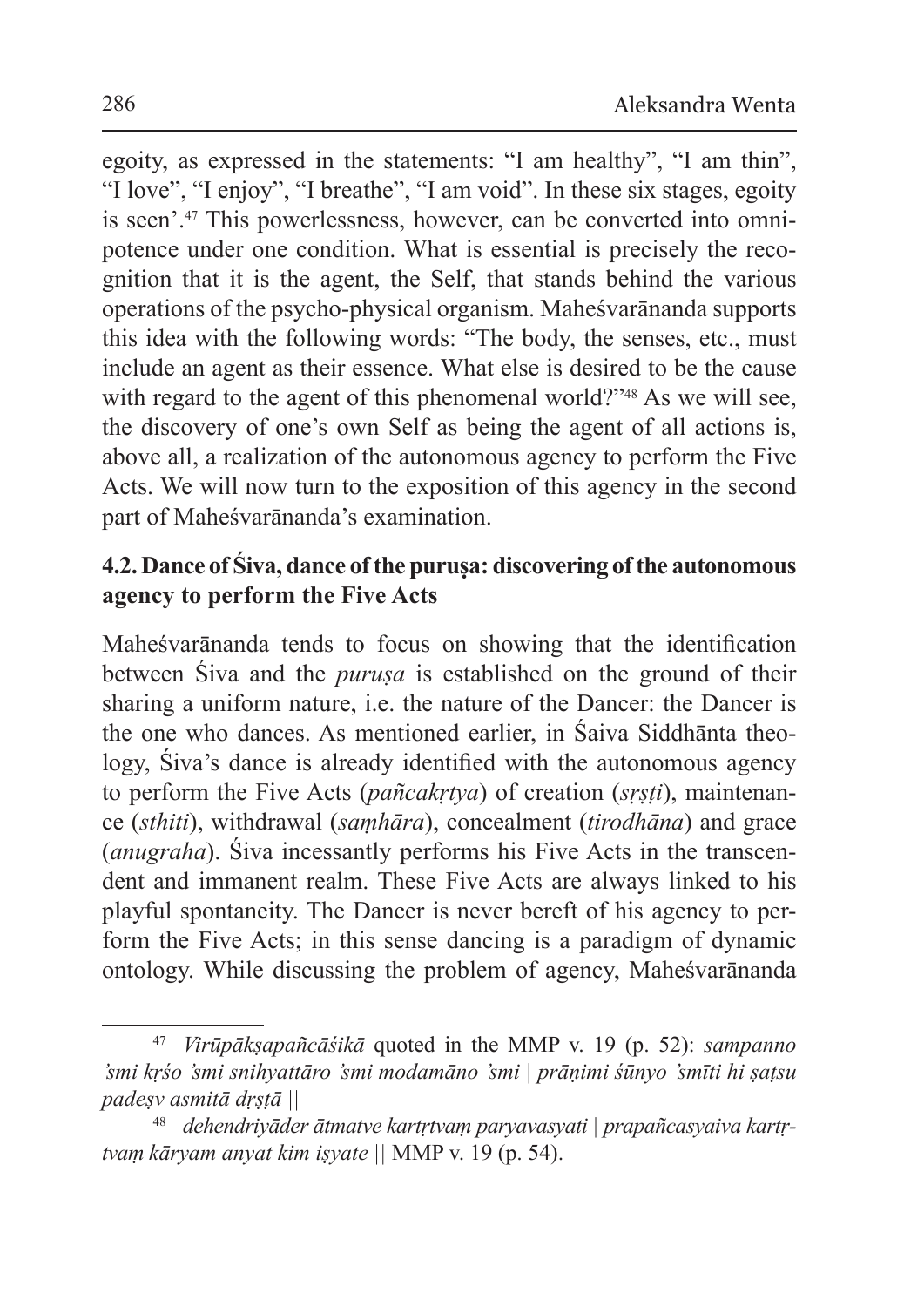egoity, as expressed in the statements: "I am healthy", "I am thin", "I love", "I enjoy", "I breathe", "I am void". In these six stages, egoity is seen'.[47] This powerlessness, however, can be converted into omnipotence under one condition. What is essential is precisely the recognition that it is the agent, the Self, that stands behind the various operations of the psycho-physical organism. Maheśvarānanda supports this idea with the following words: "The body, the senses, etc., must include an agent as their essence. What else is desired to be the cause with regard to the agent of this phenomenal world?"[48] As we will see, the discovery of one's own Self as being the agent of all actions is, above all, a realization of the autonomous agency to perform the Five Acts. We will now turn to the exposition of this agency in the second part of Maheśvarānanda's examination.

### 4.2. Dance of Śiva, dance of the *puruṣa*: discovering of the autonomous agency to perform the Five Acts

Maheśvarānanda tends to focus on showing that the identification between Śiva and the *puruṣa* is established on the ground of their sharing a uniform nature, i.e. the nature of the Dancer: the Dancer is the one who dances. As mentioned earlier, in Śaiva Siddhānta theology, Śiva's dance is already identified with the autonomous agency to perform the Five Acts (*pañcakṛtya*) of creation (*sṛṣṭi*), maintenance (*sthiti*), withdrawal (*saṃhāra*), concealment (*tirodhāna*) and grace (*anugraha*). Śiva incessantly performs his Five Acts in the transcendent and immanent realm. These Five Acts are always linked to his playful spontaneity. The Dancer is never bereft of his agency to perform the Five Acts; in this sense dancing is a paradigm of dynamic ontology. While discussing the problem of agency, Maheśvarānanda

---

[47] *Virūpākṣapañcāśikā* quoted in the MMP v. 19 (p. 52): *sampanno 'smi kṛśo 'smi snihyattāro 'smi modamāno 'smi | prāṇimi śūnyo 'smīti hi ṣaṭsu padeṣv asmitā dṛṣṭā ||*

[48] *dehendriyāder ātmatve kartṛtvaṃ paryavasyati | prapañcasyaiva kartṛtvaṃ kāryam anyat kim iṣyate ||* MMP v. 19 (p. 54).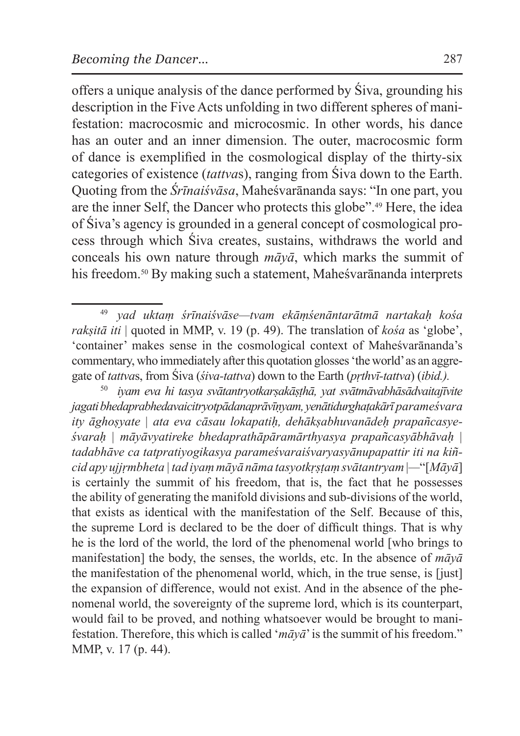offers a unique analysis of the dance performed by Śiva, grounding his description in the Five Acts unfolding in two different spheres of manifestation: macrocosmic and microcosmic. In other words, his dance has an outer and an inner dimension. The outer, macrocosmic form of dance is exemplified in the cosmological display of the thirty-six categories of existence (*tattva*s), ranging from Śiva down to the Earth. Quoting from the *Śrīnaiśvāsa*, Maheśvarānanda says: "In one part, you are the inner Self, the Dancer who protects this globe".[49] Here, the idea of Śiva's agency is grounded in a general concept of cosmological process through which Śiva creates, sustains, withdraws the world and conceals his own nature through *māyā*, which marks the summit of his freedom.[50] By making such a statement, Maheśvarānanda interprets

---

[49] *yad uktaṃ śrīnaiśvāse—tvam ekāṃśenāntarātmā nartakaḥ kośa rakṣitā iti* | quoted in MMP, v. 19 (p. 49). The translation of *kośa* as 'globe', 'container' makes sense in the cosmological context of Maheśvarānanda's commentary, who immediately after this quotation glosses 'the world' as an aggregate of *tattva*s, from Śiva (*śiva-tattva*) down to the Earth (*pṛthvī-tattva*) (*ibid.).*

[50] *iyam eva hi tasya svātantryotkarṣakāṣṭhā, yat svātmāvabhāsādvaitajīvite jagati bhedaprabhedavaicitryotpādanaprāvīṇyam, yenātidurghaṭakārī parameśvara ity āghoṣyate | ata eva cāsau lokapatiḥ, dehākṣabhuvanādeḥ prapañcasyeśvaraḥ | māyāvyatireke bhedaprathāpāramārthyasya prapañcasyābhāvaḥ | tadabhāve ca tatpratiyogikasya parameśvaraiśvaryasyānupapattir iti na kiñcid apy ujjṛmbheta | tad iyaṃ māyā nāma tasyotkṛṣṭaṃ svātantryam* |—"[*Māyā*] is certainly the summit of his freedom, that is, the fact that he possesses the ability of generating the manifold divisions and sub-divisions of the world, that exists as identical with the manifestation of the Self. Because of this, the supreme Lord is declared to be the doer of difficult things. That is why he is the lord of the world, the lord of the phenomenal world [who brings to manifestation] the body, the senses, the worlds, etc. In the absence of *māyā* the manifestation of the phenomenal world, which, in the true sense, is [just] the expansion of difference, would not exist. And in the absence of the phenomenal world, the sovereignty of the supreme lord, which is its counterpart, would fail to be proved, and nothing whatsoever would be brought to manifestation. Therefore, this which is called '*māyā*' is the summit of his freedom." MMP, v. 17 (p. 44).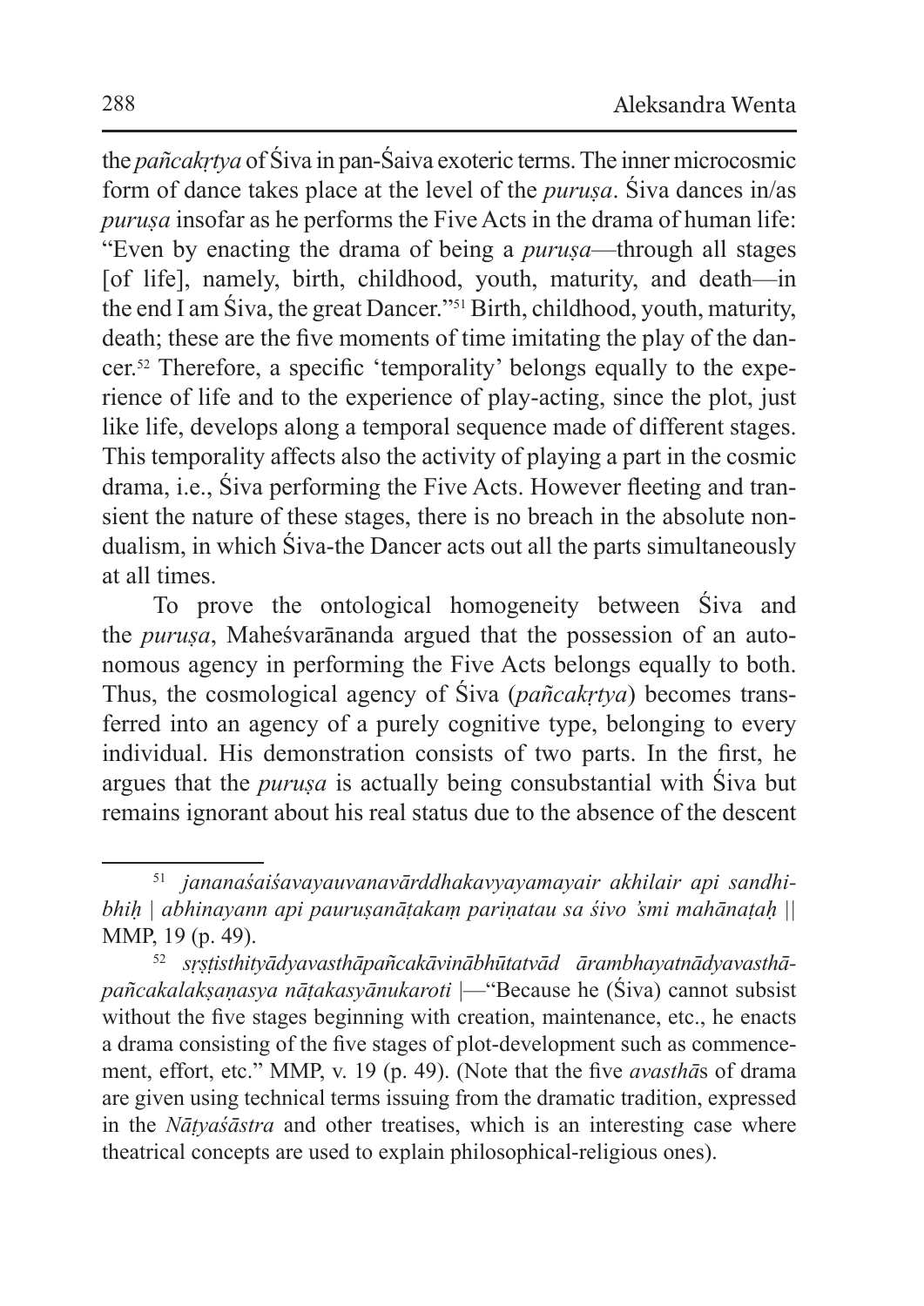the *pañcakṛtya* of Śiva in pan-Śaiva exoteric terms. The inner microcosmic form of dance takes place at the level of the *puruṣa*. Śiva dances in/as *puruṣa* insofar as he performs the Five Acts in the drama of human life: "Even by enacting the drama of being a *puruṣa*—through all stages [of life], namely, birth, childhood, youth, maturity, and death—in the end I am Śiva, the great Dancer."[51] Birth, childhood, youth, maturity, death; these are the five moments of time imitating the play of the dancer.[52] Therefore, a specific 'temporality' belongs equally to the experience of life and to the experience of play-acting, since the plot, just like life, develops along a temporal sequence made of different stages. This temporality affects also the activity of playing a part in the cosmic drama, i.e., Śiva performing the Five Acts. However fleeting and transient the nature of these stages, there is no breach in the absolute nondualism, in which Śiva-the Dancer acts out all the parts simultaneously at all times.

To prove the ontological homogeneity between Śiva and the *puruṣa*, Maheśvarānanda argued that the possession of an autonomous agency in performing the Five Acts belongs equally to both. Thus, the cosmological agency of Śiva (*pañcakṛtya*) becomes transferred into an agency of a purely cognitive type, belonging to every individual. His demonstration consists of two parts. In the first, he argues that the *puruṣa* is actually being consubstantial with Śiva but remains ignorant about his real status due to the absence of the descent

---

[51] *jananaśaiśavayauvanavārddhakavyayamayair akhilair api sandhibhiḥ | abhinayann api pauruṣanāṭakaṃ pariṇatau sa śivo 'smi mahānaṭaḥ ||* MMP, 19 (p. 49).

[52] *sṛṣṭisthityādyavasthāpañcakāvinābhūtatvād ārambhayatnādyavasthāpañcakalakṣaṇasya nāṭakasyānukaroti* |—"Because he (Śiva) cannot subsist without the five stages beginning with creation, maintenance, etc., he enacts a drama consisting of the five stages of plot-development such as commencement, effort, etc." MMP, v. 19 (p. 49). (Note that the five *avasthā*s of drama are given using technical terms issuing from the dramatic tradition, expressed in the *Nāṭyaśāstra* and other treatises, which is an interesting case where theatrical concepts are used to explain philosophical-religious ones).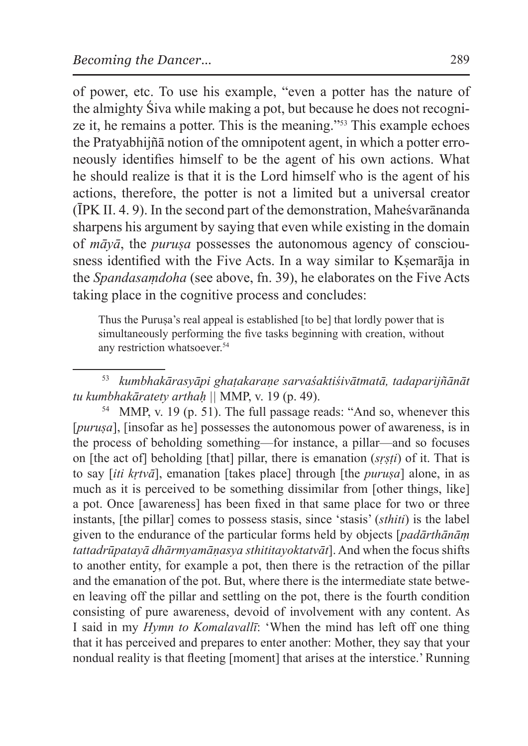of power, etc. To use his example, "even a potter has the nature of the almighty Śiva while making a pot, but because he does not recognize it, he remains a potter. This is the meaning."[53] This example echoes the Pratyabhijñā notion of the omnipotent agent, in which a potter erroneously identifies himself to be the agent of his own actions. What he should realize is that it is the Lord himself who is the agent of his actions, therefore, the potter is not a limited but a universal creator (ĪPK II. 4. 9). In the second part of the demonstration, Maheśvarānanda sharpens his argument by saying that even while existing in the domain of *māyā*, the *puruṣa* possesses the autonomous agency of consciousness identified with the Five Acts. In a way similar to Kṣemarāja in the *Spandasaṃdoha* (see above, fn. 39), he elaborates on the Five Acts taking place in the cognitive process and concludes:

> Thus the Puruṣa's real appeal is established [to be] that lordly power that is simultaneously performing the five tasks beginning with creation, without any restriction whatsoever.[54]

---

[53] *kumbhakārasyāpi ghaṭakaraṇe sarvaśaktiśivātmatā, tadaparijñānāt tu kumbhakāratety arthaḥ* || MMP, v. 19 (p. 49).

[54] MMP, v. 19 (p. 51). The full passage reads: "And so, whenever this [*puruṣa*], [insofar as he] possesses the autonomous power of awareness, is in the process of beholding something—for instance, a pillar—and so focuses on [the act of] beholding [that] pillar, there is emanation (*sṛṣṭi*) of it. That is to say [*iti kṛtvā*], emanation [takes place] through [the *puruṣa*] alone, in as much as it is perceived to be something dissimilar from [other things, like] a pot. Once [awareness] has been fixed in that same place for two or three instants, [the pillar] comes to possess stasis, since 'stasis' (*sthiti*) is the label given to the endurance of the particular forms held by objects [*padārthānāṃ tattadrūpatayā dhārmyamāṇasya sthititayoktatvāt*]. And when the focus shifts to another entity, for example a pot, then there is the retraction of the pillar and the emanation of the pot. But, where there is the intermediate state between leaving off the pillar and settling on the pot, there is the fourth condition consisting of pure awareness, devoid of involvement with any content. As I said in my *Hymn to Komalavallī*: 'When the mind has left off one thing that it has perceived and prepares to enter another: Mother, they say that your nondual reality is that fleeting [moment] that arises at the interstice.' Running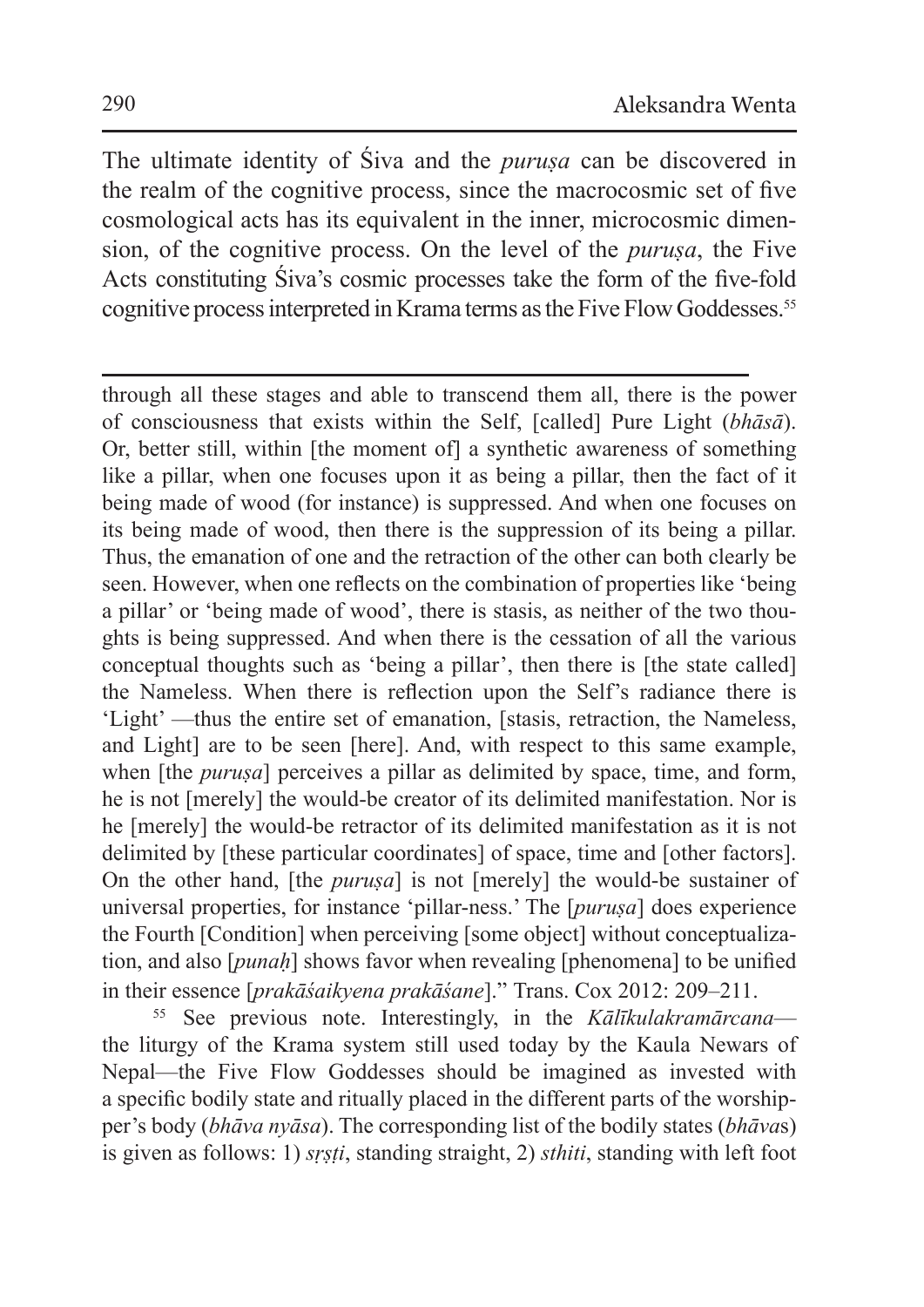The ultimate identity of Śiva and the *puruṣa* can be discovered in the realm of the cognitive process, since the macrocosmic set of five cosmological acts has its equivalent in the inner, microcosmic dimension, of the cognitive process. On the level of the *puruṣa*, the Five Acts constituting Śiva's cosmic processes take the form of the five-fold cognitive process interpreted in Krama terms as the Five Flow Goddesses.[55]

---

through all these stages and able to transcend them all, there is the power of consciousness that exists within the Self, [called] Pure Light (*bhāsā*). Or, better still, within [the moment of] a synthetic awareness of something like a pillar, when one focuses upon it as being a pillar, then the fact of it being made of wood (for instance) is suppressed. And when one focuses on its being made of wood, then there is the suppression of its being a pillar. Thus, the emanation of one and the retraction of the other can both clearly be seen. However, when one reflects on the combination of properties like 'being a pillar' or 'being made of wood', there is stasis, as neither of the two thoughts is being suppressed. And when there is the cessation of all the various conceptual thoughts such as 'being a pillar', then there is [the state called] the Nameless. When there is reflection upon the Self's radiance there is 'Light' —thus the entire set of emanation, [stasis, retraction, the Nameless, and Light] are to be seen [here]. And, with respect to this same example, when [the *puruṣa*] perceives a pillar as delimited by space, time, and form, he is not [merely] the would-be creator of its delimited manifestation. Nor is he [merely] the would-be retractor of its delimited manifestation as it is not delimited by [these particular coordinates] of space, time and [other factors]. On the other hand, [the *puruṣa*] is not [merely] the would-be sustainer of universal properties, for instance 'pillar-ness.' The [*puruṣa*] does experience the Fourth [Condition] when perceiving [some object] without conceptualization, and also [*punaḥ*] shows favor when revealing [phenomena] to be unified in their essence [*prakāśaikyena prakāśane*]." Trans. Cox 2012: 209–211.

[55] See previous note. Interestingly, in the *Kālīkulakramārcana*—the liturgy of the Krama system still used today by the Kaula Newars of Nepal—the Five Flow Goddesses should be imagined as invested with a specific bodily state and ritually placed in the different parts of the worshipper's body (*bhāva nyāsa*). The corresponding list of the bodily states (*bhāva*s) is given as follows: 1) *sṛṣṭi*, standing straight, 2) *sthiti*, standing with left foot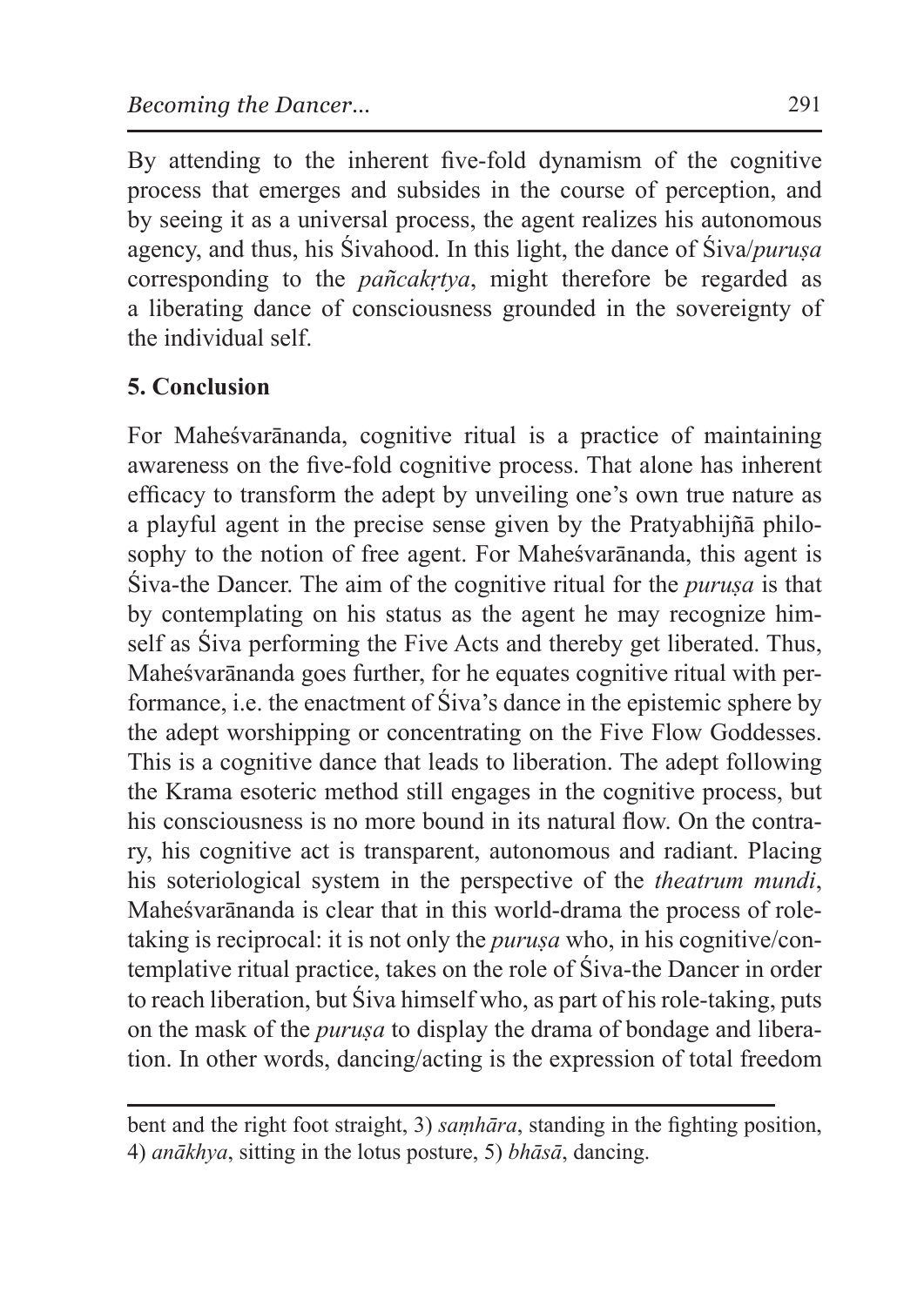By attending to the inherent five-fold dynamism of the cognitive process that emerges and subsides in the course of perception, and by seeing it as a universal process, the agent realizes his autonomous agency, and thus, his Śivahood. In this light, the dance of Śiva/*puruṣa* corresponding to the *pañcakṛtya*, might therefore be regarded as a liberating dance of consciousness grounded in the sovereignty of the individual self.

## 5. Conclusion

For Maheśvarānanda, cognitive ritual is a practice of maintaining awareness on the five-fold cognitive process. That alone has inherent efficacy to transform the adept by unveiling one's own true nature as a playful agent in the precise sense given by the Pratyabhijñā philosophy to the notion of free agent. For Maheśvarānanda, this agent is Śiva-the Dancer. The aim of the cognitive ritual for the *puruṣa* is that by contemplating on his status as the agent he may recognize himself as Śiva performing the Five Acts and thereby get liberated. Thus, Maheśvarānanda goes further, for he equates cognitive ritual with performance, i.e. the enactment of Śiva's dance in the epistemic sphere by the adept worshipping or concentrating on the Five Flow Goddesses. This is a cognitive dance that leads to liberation. The adept following the Krama esoteric method still engages in the cognitive process, but his consciousness is no more bound in its natural flow. On the contrary, his cognitive act is transparent, autonomous and radiant. Placing his soteriological system in the perspective of the *theatrum mundi*, Maheśvarānanda is clear that in this world-drama the process of role-taking is reciprocal: it is not only the *puruṣa* who, in his cognitive/contemplative ritual practice, takes on the role of Śiva-the Dancer in order to reach liberation, but Śiva himself who, as part of his role-taking, puts on the mask of the *puruṣa* to display the drama of bondage and liberation. In other words, dancing/acting is the expression of total freedom

---

bent and the right foot straight, 3) *saṃhāra*, standing in the fighting position, 4) *anākhya*, sitting in the lotus posture, 5) *bhāsā*, dancing.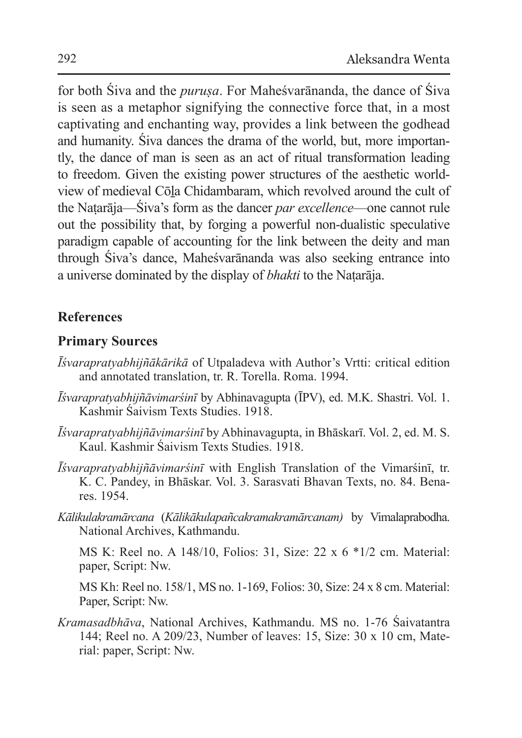for both Śiva and the *puruṣa*. For Maheśvarānanda, the dance of Śiva is seen as a metaphor signifying the connective force that, in a most captivating and enchanting way, provides a link between the godhead and humanity. Śiva dances the drama of the world, but, more importantly, the dance of man is seen as an act of ritual transformation leading to freedom. Given the existing power structures of the aesthetic worldview of medieval Cōḻa Chidambaram, which revolved around the cult of the Naṭarāja—Śiva's form as the dancer *par excellence*—one cannot rule out the possibility that, by forging a powerful non-dualistic speculative paradigm capable of accounting for the link between the deity and man through Śiva's dance, Maheśvarānanda was also seeking entrance into a universe dominated by the display of *bhakti* to the Naṭarāja.

## References

### Primary Sources

*Īśvarapratyabhijñākārikā* of Utpaladeva with Author's Vrtti: critical edition and annotated translation, tr. R. Torella. Roma. 1994.

*Īśvarapratyabhijñāvimarśinī* by Abhinavagupta (ĪPV), ed. M.K. Shastri. Vol. 1. Kashmir Śaivism Texts Studies. 1918.

*Īśvarapratyabhijñāvimarśinī* by Abhinavagupta, in Bhāskarī. Vol. 2, ed. M. S. Kaul. Kashmir Śaivism Texts Studies. 1918.

*Īśvarapratyabhijñāvimarśinī* with English Translation of the Vimarśinī, tr. K. C. Pandey, in Bhāskar. Vol. 3. Sarasvati Bhavan Texts, no. 84. Benares. 1954.

*Kālikulakramārcana* (*Kālikākulapañcakramakramārcanam)* by Vimalaprabodha. National Archives, Kathmandu.

MS K: Reel no. A 148/10, Folios: 31, Size: 22 x 6 *1/2 cm. Material: paper, Script: Nw.

MS Kh: Reel no. 158/1, MS no. 1-169, Folios: 30, Size: 24 x 8 cm. Material: Paper, Script: Nw.

*Kramasadbhāva*, National Archives, Kathmandu. MS no. 1-76 Śaivatantra 144; Reel no. A 209/23, Number of leaves: 15, Size: 30 x 10 cm, Material: paper, Script: Nw.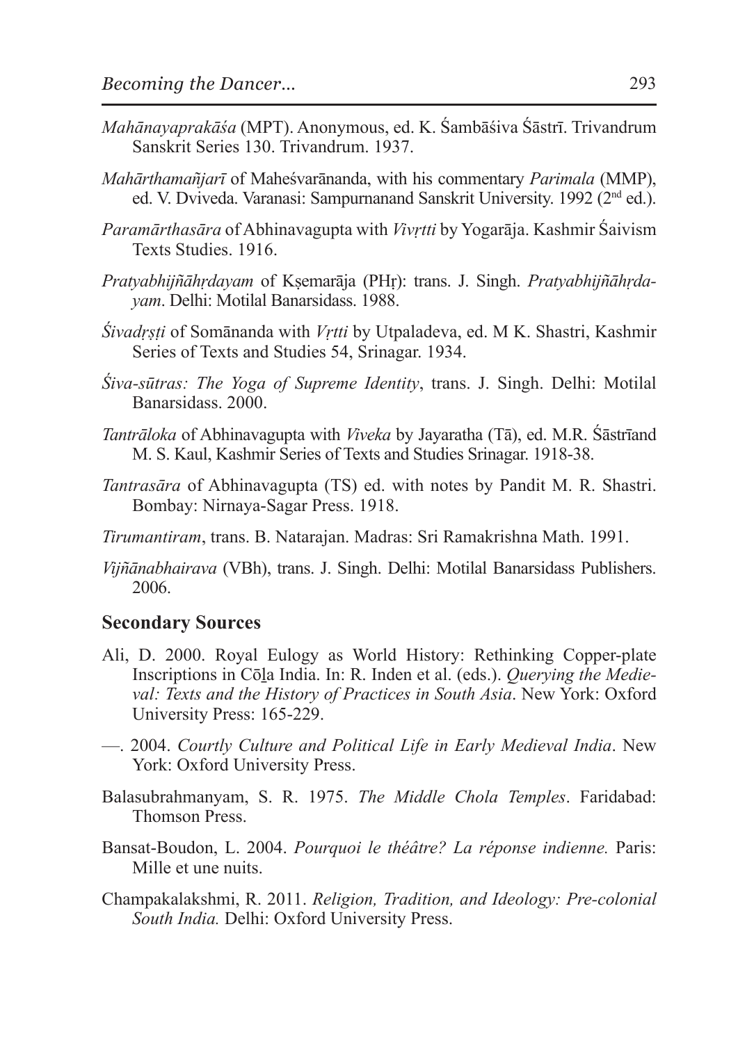*Mahānayaprakāśa* (MPT). Anonymous, ed. K. Śambāśiva Śāstrī. Trivandrum Sanskrit Series 130. Trivandrum. 1937.

*Mahārthamañjarī* of Maheśvarānanda, with his commentary *Parimala* (MMP), ed. V. Dviveda. Varanasi: Sampurnanand Sanskrit University. 1992 (2nd ed.).

*Paramārthasāra* of Abhinavagupta with *Vivṛtti* by Yogarāja. Kashmir Śaivism Texts Studies. 1916.

*Pratyabhijñāhṛdayam* of Kṣemarāja (PHṛ): trans. J. Singh. *Pratyabhijñāhṛdayam*. Delhi: Motilal Banarsidass. 1988.

*Śivadṛṣṭi* of Somānanda with *Vṛtti* by Utpaladeva, ed. M K. Shastri, Kashmir Series of Texts and Studies 54, Srinagar. 1934.

*Śiva-sūtras: The Yoga of Supreme Identity*, trans. J. Singh. Delhi: Motilal Banarsidass. 2000.

*Tantrāloka* of Abhinavagupta with *Viveka* by Jayaratha (Tā), ed. M.R. Śāstrīand M. S. Kaul, Kashmir Series of Texts and Studies Srinagar. 1918-38.

*Tantrasāra* of Abhinavagupta (TS) ed. with notes by Pandit M. R. Shastri. Bombay: Nirnaya-Sagar Press. 1918.

*Tirumantiram*, trans. B. Natarajan. Madras: Sri Ramakrishna Math. 1991.

*Vijñānabhairava* (VBh), trans. J. Singh. Delhi: Motilal Banarsidass Publishers. 2006.

## Secondary Sources

Ali, D. 2000. Royal Eulogy as World History: Rethinking Copper-plate Inscriptions in Cōḻa India. In: R. Inden et al. (eds.). *Querying the Medieval: Texts and the History of Practices in South Asia*. New York: Oxford University Press: 165-229.

—. 2004. *Courtly Culture and Political Life in Early Medieval India*. New York: Oxford University Press.

Balasubrahmanyam, S. R. 1975. *The Middle Chola Temples*. Faridabad: Thomson Press.

Bansat-Boudon, L. 2004. *Pourquoi le théâtre? La réponse indienne.* Paris: Mille et une nuits.

Champakalakshmi, R. 2011. *Religion, Tradition, and Ideology: Pre-colonial South India.* Delhi: Oxford University Press.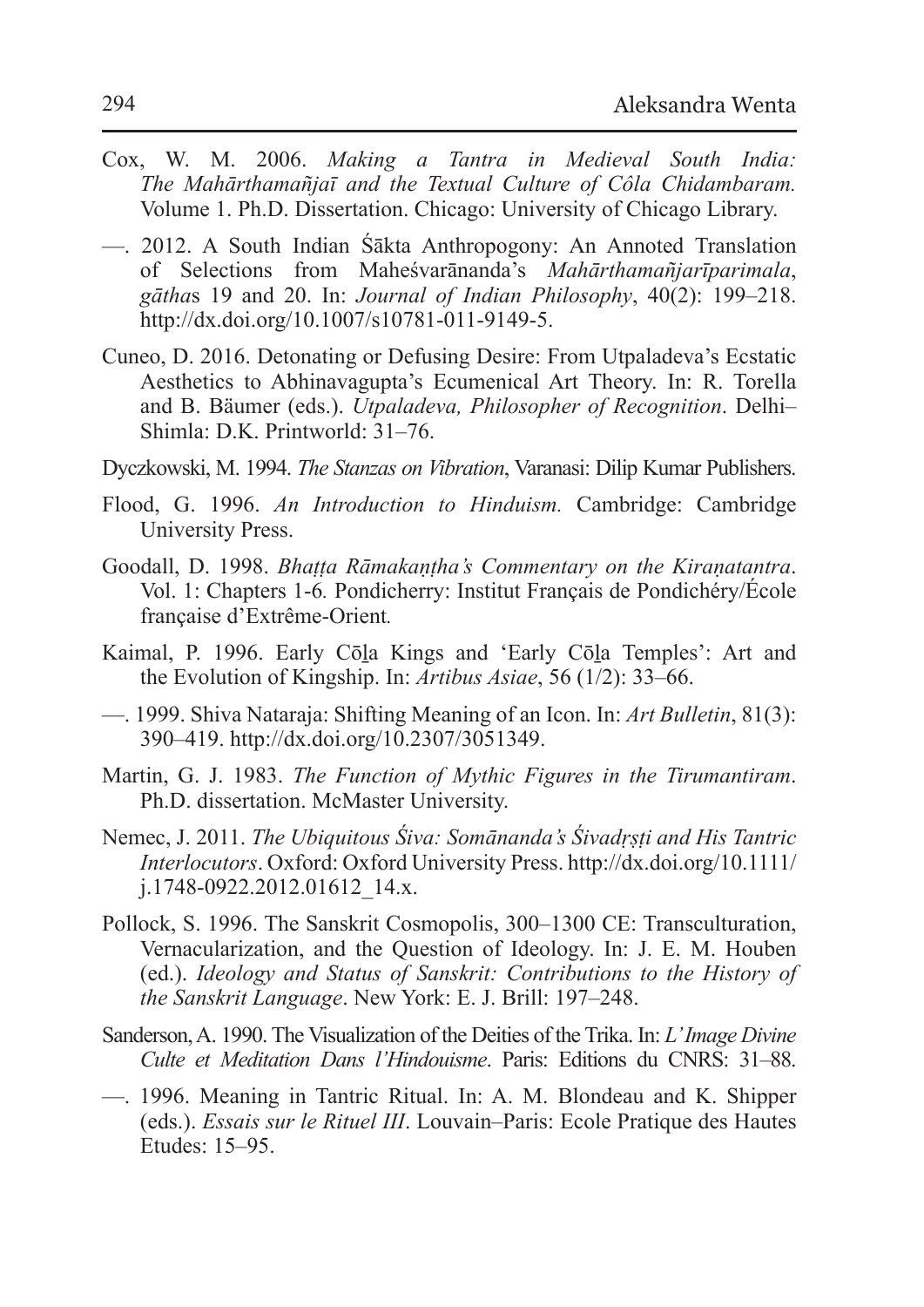Cox, W. M. 2006. *Making a Tantra in Medieval South India: The Mahārthamañjaī and the Textual Culture of Côla Chidambaram.* Volume 1. Ph.D. Dissertation. Chicago: University of Chicago Library.

—. 2012. A South Indian Śākta Anthropogony: An Annoted Translation of Selections from Maheśvarānanda's *Mahārthamañjarīparimala*, *gātha*s 19 and 20. In: *Journal of Indian Philosophy*, 40(2): 199–218. http://dx.doi.org/10.1007/s10781-011-9149-5.

Cuneo, D. 2016. Detonating or Defusing Desire: From Utpaladeva's Ecstatic Aesthetics to Abhinavagupta's Ecumenical Art Theory. In: R. Torella and B. Bäumer (eds.). *Utpaladeva, Philosopher of Recognition*. Delhi–Shimla: D.K. Printworld: 31–76.

Dyczkowski, M. 1994. *The Stanzas on Vibration*, Varanasi: Dilip Kumar Publishers.

Flood, G. 1996. *An Introduction to Hinduism.* Cambridge: Cambridge University Press.

Goodall, D. 1998. *Bhaṭṭa Rāmakaṇṭha's Commentary on the Kiraṇatantra*. Vol. 1: Chapters 1-6*.* Pondicherry: Institut Français de Pondichéry/École française d'Extrême-Orient*.*

Kaimal, P. 1996. Early Cōḻa Kings and 'Early Cōḻa Temples': Art and the Evolution of Kingship. In: *Artibus Asiae*, 56 (1/2): 33–66.

—. 1999. Shiva Nataraja: Shifting Meaning of an Icon. In: *Art Bulletin*, 81(3): 390–419. http://dx.doi.org/10.2307/3051349.

Martin, G. J. 1983. *The Function of Mythic Figures in the Tirumantiram*. Ph.D. dissertation. McMaster University.

Nemec, J. 2011. *The Ubiquitous Śiva: Somānanda's Śivadṛṣṭi and His Tantric Interlocutors*. Oxford: Oxford University Press. http://dx.doi.org/10.1111/j.1748-0922.2012.01612_14.x.

Pollock, S. 1996. The Sanskrit Cosmopolis, 300–1300 CE: Transculturation, Vernacularization, and the Question of Ideology. In: J. E. M. Houben (ed.). *Ideology and Status of Sanskrit: Contributions to the History of the Sanskrit Language*. New York: E. J. Brill: 197–248.

Sanderson, A. 1990. The Visualization of the Deities of the Trika. In: *L'Image Divine Culte et Meditation Dans l'Hindouisme*. Paris: Editions du CNRS: 31–88.

—. 1996. Meaning in Tantric Ritual. In: A. M. Blondeau and K. Shipper (eds.). *Essais sur le Rituel III*. Louvain–Paris: Ecole Pratique des Hautes Etudes: 15–95.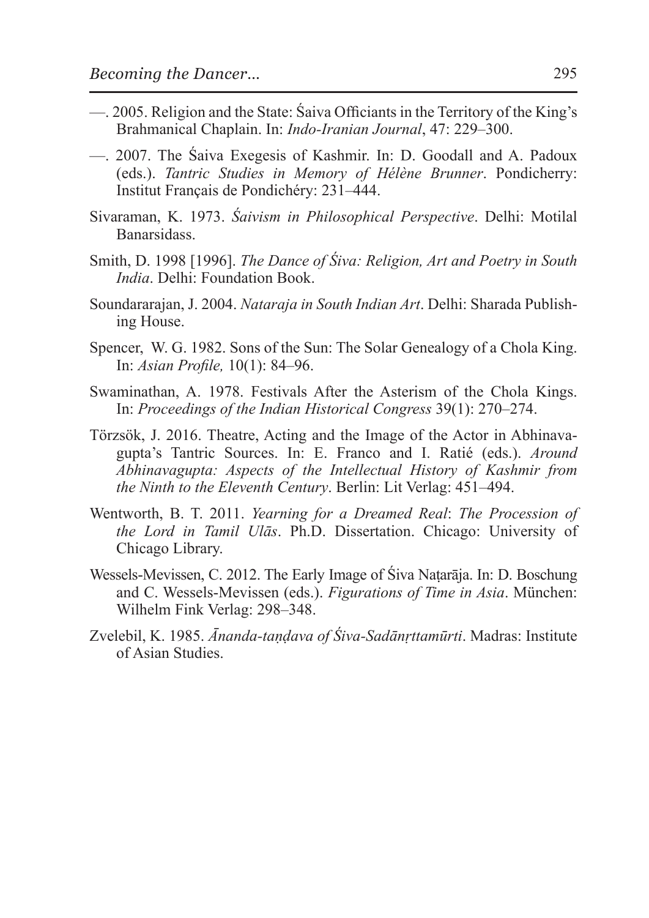—. 2005. Religion and the State: Śaiva Officiants in the Territory of the King's Brahmanical Chaplain. In: *Indo-Iranian Journal*, 47: 229–300.

—. 2007. The Śaiva Exegesis of Kashmir. In: D. Goodall and A. Padoux (eds.). *Tantric Studies in Memory of Hélène Brunner*. Pondicherry: Institut Français de Pondichéry: 231–444.

Sivaraman, K. 1973. *Śaivism in Philosophical Perspective*. Delhi: Motilal Banarsidass.

Smith, D. 1998 [1996]. *The Dance of Śiva: Religion, Art and Poetry in South India*. Delhi: Foundation Book.

Soundararajan, J. 2004. *Nataraja in South Indian Art*. Delhi: Sharada Publishing House.

Spencer, W. G. 1982. Sons of the Sun: The Solar Genealogy of a Chola King. In: *Asian Profile,* 10(1): 84–96.

Swaminathan, A. 1978. Festivals After the Asterism of the Chola Kings. In: *Proceedings of the Indian Historical Congress* 39(1): 270–274.

Törzsök, J. 2016. Theatre, Acting and the Image of the Actor in Abhinavagupta's Tantric Sources. In: E. Franco and I. Ratié (eds.). *Around Abhinavagupta: Aspects of the Intellectual History of Kashmir from the Ninth to the Eleventh Century*. Berlin: Lit Verlag: 451–494.

Wentworth, B. T. 2011. *Yearning for a Dreamed Real*: *The Procession of the Lord in Tamil Ulās*. Ph.D. Dissertation. Chicago: University of Chicago Library.

Wessels-Mevissen, C. 2012. The Early Image of Śiva Naṭarāja. In: D. Boschung and C. Wessels-Mevissen (eds.). *Figurations of Time in Asia*. München: Wilhelm Fink Verlag: 298–348.

Zvelebil, K. 1985. *Ānanda-taṇḍava of Śiva-Sadānṛttamūrti*. Madras: Institute of Asian Studies.